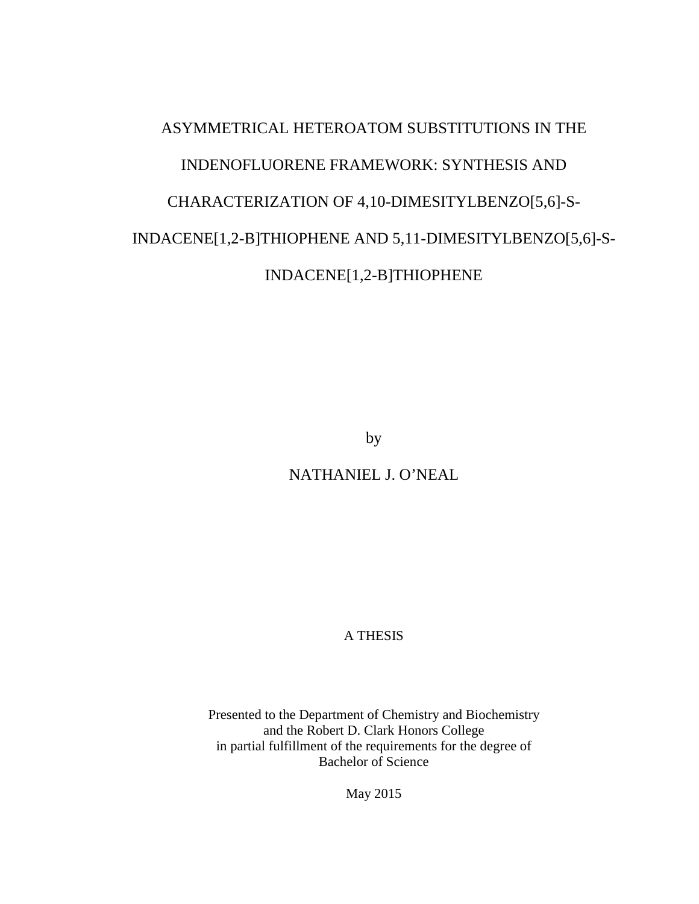# ASYMMETRICAL HETEROATOM SUBSTITUTIONS IN THE INDENOFLUORENE FRAMEWORK: SYNTHESIS AND CHARACTERIZATION OF 4,10-DIMESITYLBENZO[5,6]-S-INDACENE[1,2-B]THIOPHENE AND 5,11-DIMESITYLBENZO[5,6]-S-INDACENE[1,2-B]THIOPHENE

by

NATHANIEL J. O'NEAL

A THESIS

Presented to the Department of Chemistry and Biochemistry
and the Robert D. Clark Honors College
in partial fulfillment of the requirements for the degree of
Bachelor of Science

May 2015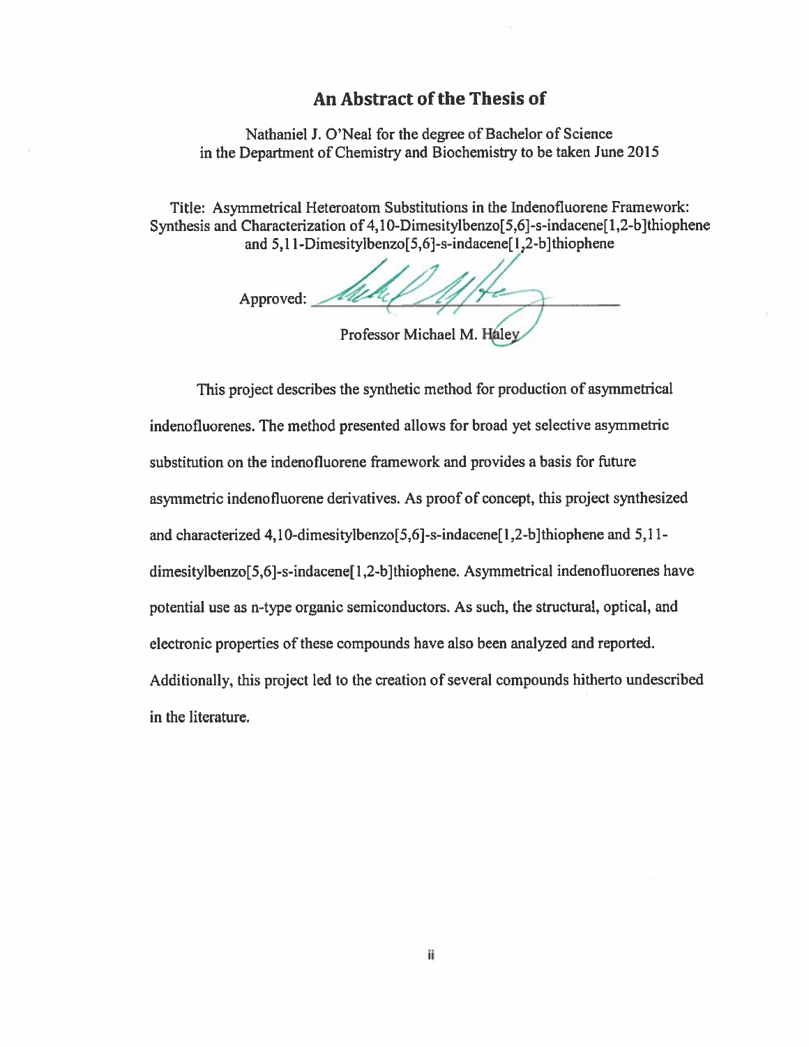## An Abstract of the Thesis of

Nathaniel J. O'Neal for the degree of Bachelor of Science in the Department of Chemistry and Biochemistry to be taken June 2015

Title: Asymmetrical Heteroatom Substitutions in the Indenofluorene Framework: Synthesis and Characterization of 4,10-Dimesitylbenzo[5,6]-s-indacene[1,2-b]thiophene and 5,11-Dimesitylbenzo[5,6]-s-indacene[1,2-b]thiophene

Approved: ______________________

Professor Michael M. Haley

This project describes the synthetic method for production of asymmetrical indenofluorenes. The method presented allows for broad yet selective asymmetric substitution on the indenofluorene framework and provides a basis for future asymmetric indenofluorene derivatives. As proof of concept, this project synthesized and characterized 4,10-dimesitylbenzo[5,6]-s-indacene[1,2-b]thiophene and 5,11-dimesitylbenzo[5,6]-s-indacene[1,2-b]thiophene. Asymmetrical indenofluorenes have potential use as n-type organic semiconductors. As such, the structural, optical, and electronic properties of these compounds have also been analyzed and reported. Additionally, this project led to the creation of several compounds hitherto undescribed in the literature.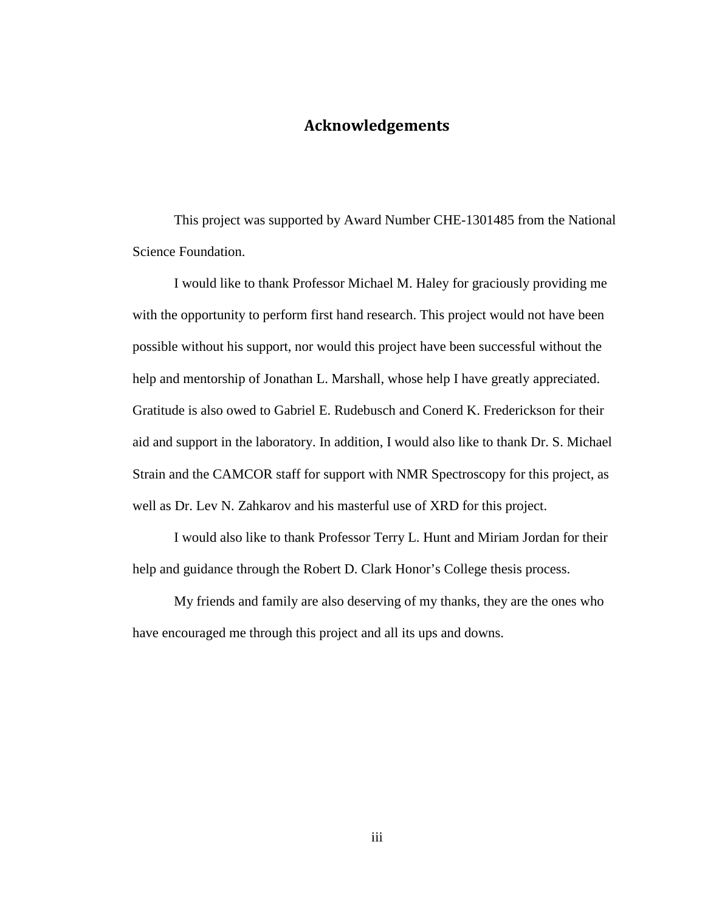# Acknowledgements

This project was supported by Award Number CHE-1301485 from the National Science Foundation.

I would like to thank Professor Michael M. Haley for graciously providing me with the opportunity to perform first hand research. This project would not have been possible without his support, nor would this project have been successful without the help and mentorship of Jonathan L. Marshall, whose help I have greatly appreciated. Gratitude is also owed to Gabriel E. Rudebusch and Conerd K. Frederickson for their aid and support in the laboratory. In addition, I would also like to thank Dr. S. Michael Strain and the CAMCOR staff for support with NMR Spectroscopy for this project, as well as Dr. Lev N. Zahkarov and his masterful use of XRD for this project.

I would also like to thank Professor Terry L. Hunt and Miriam Jordan for their help and guidance through the Robert D. Clark Honor's College thesis process.

My friends and family are also deserving of my thanks, they are the ones who have encouraged me through this project and all its ups and downs.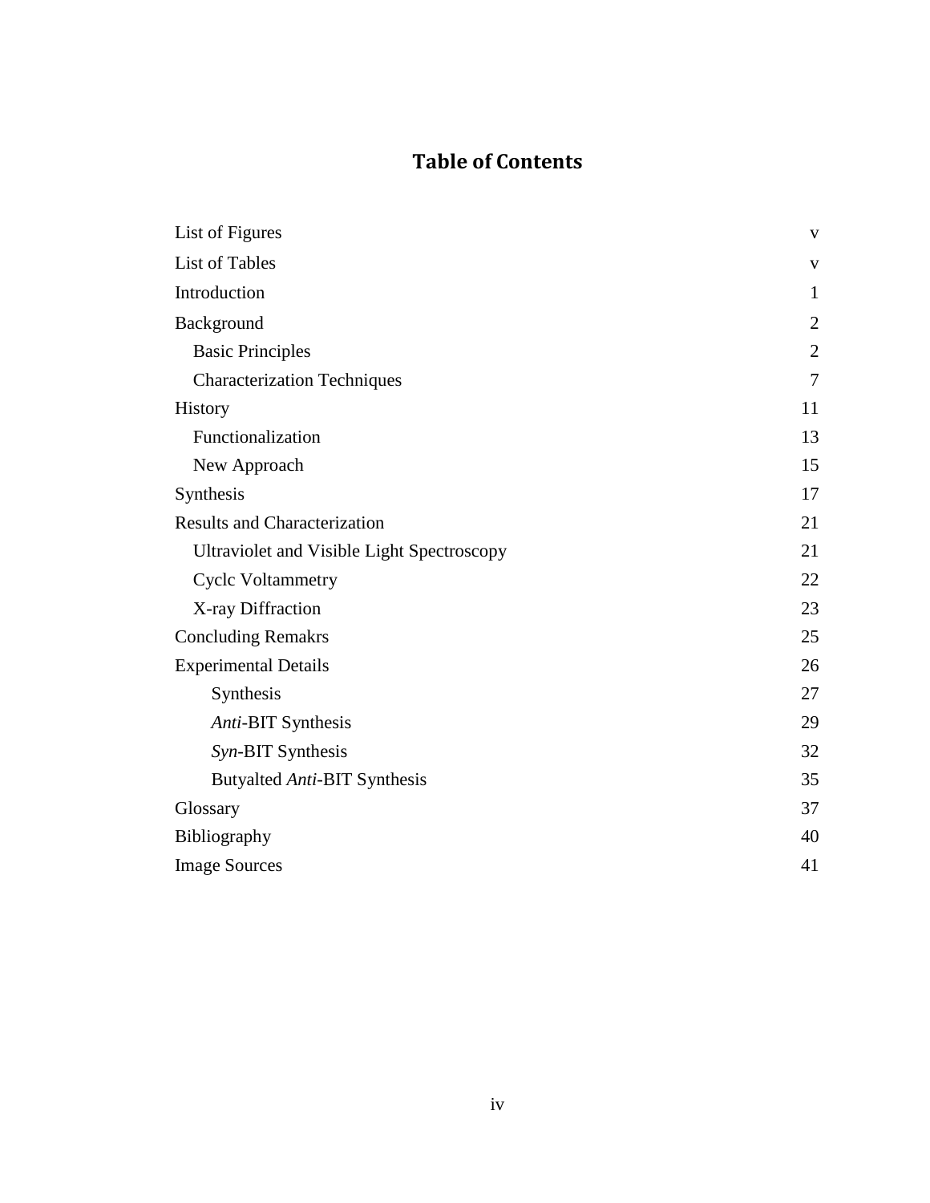# Table of Contents

| | |
|---|---|
| List of Figures | v |
| List of Tables | v |
| Introduction | 1 |
| Background | 2 |
| &nbsp;&nbsp;Basic Principles | 2 |
| &nbsp;&nbsp;Characterization Techniques | 7 |
| History | 11 |
| &nbsp;&nbsp;Functionalization | 13 |
| &nbsp;&nbsp;New Approach | 15 |
| Synthesis | 17 |
| Results and Characterization | 21 |
| &nbsp;&nbsp;Ultraviolet and Visible Light Spectroscopy | 21 |
| &nbsp;&nbsp;Cyclc Voltammetry | 22 |
| &nbsp;&nbsp;X-ray Diffraction | 23 |
| Concluding Remakrs | 25 |
| Experimental Details | 26 |
| &nbsp;&nbsp;&nbsp;&nbsp;Synthesis | 27 |
| &nbsp;&nbsp;&nbsp;&nbsp;*Anti*-BIT Synthesis | 29 |
| &nbsp;&nbsp;&nbsp;&nbsp;*Syn*-BIT Synthesis | 32 |
| &nbsp;&nbsp;&nbsp;&nbsp;Butyalted *Anti*-BIT Synthesis | 35 |
| Glossary | 37 |
| Bibliography | 40 |
| Image Sources | 41 |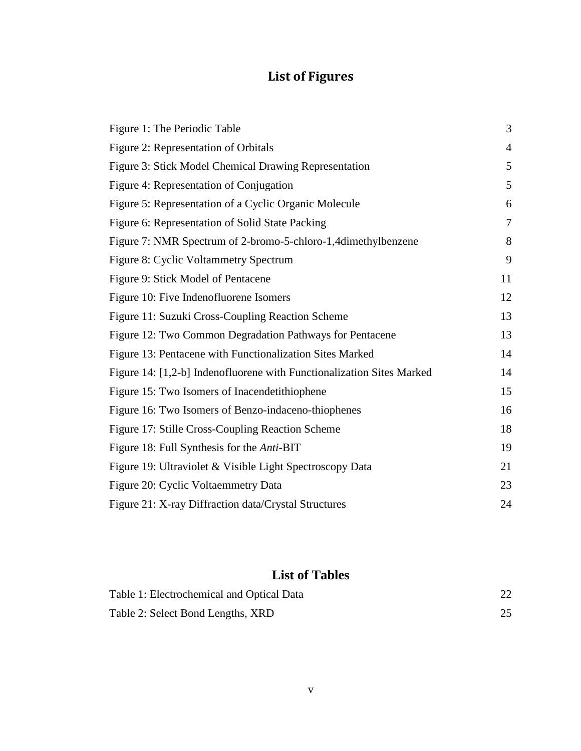# List of Figures

| | |
|---|---|
| Figure 1: The Periodic Table | 3 |
| Figure 2: Representation of Orbitals | 4 |
| Figure 3: Stick Model Chemical Drawing Representation | 5 |
| Figure 4: Representation of Conjugation | 5 |
| Figure 5: Representation of a Cyclic Organic Molecule | 6 |
| Figure 6: Representation of Solid State Packing | 7 |
| Figure 7: NMR Spectrum of 2-bromo-5-chloro-1,4dimethylbenzene | 8 |
| Figure 8: Cyclic Voltammetry Spectrum | 9 |
| Figure 9: Stick Model of Pentacene | 11 |
| Figure 10: Five Indenofluorene Isomers | 12 |
| Figure 11: Suzuki Cross-Coupling Reaction Scheme | 13 |
| Figure 12: Two Common Degradation Pathways for Pentacene | 13 |
| Figure 13: Pentacene with Functionalization Sites Marked | 14 |
| Figure 14: [1,2-b] Indenofluorene with Functionalization Sites Marked | 14 |
| Figure 15: Two Isomers of Inacendetithiophene | 15 |
| Figure 16: Two Isomers of Benzo-indaceno-thiophenes | 16 |
| Figure 17: Stille Cross-Coupling Reaction Scheme | 18 |
| Figure 18: Full Synthesis for the *Anti*-BIT | 19 |
| Figure 19: Ultraviolet & Visible Light Spectroscopy Data | 21 |
| Figure 20: Cyclic Voltaemmetry Data | 23 |
| Figure 21: X-ray Diffraction data/Crystal Structures | 24 |

# List of Tables

| | |
|---|---|
| Table 1: Electrochemical and Optical Data | 22 |
| Table 2: Select Bond Lengths, XRD | 25 |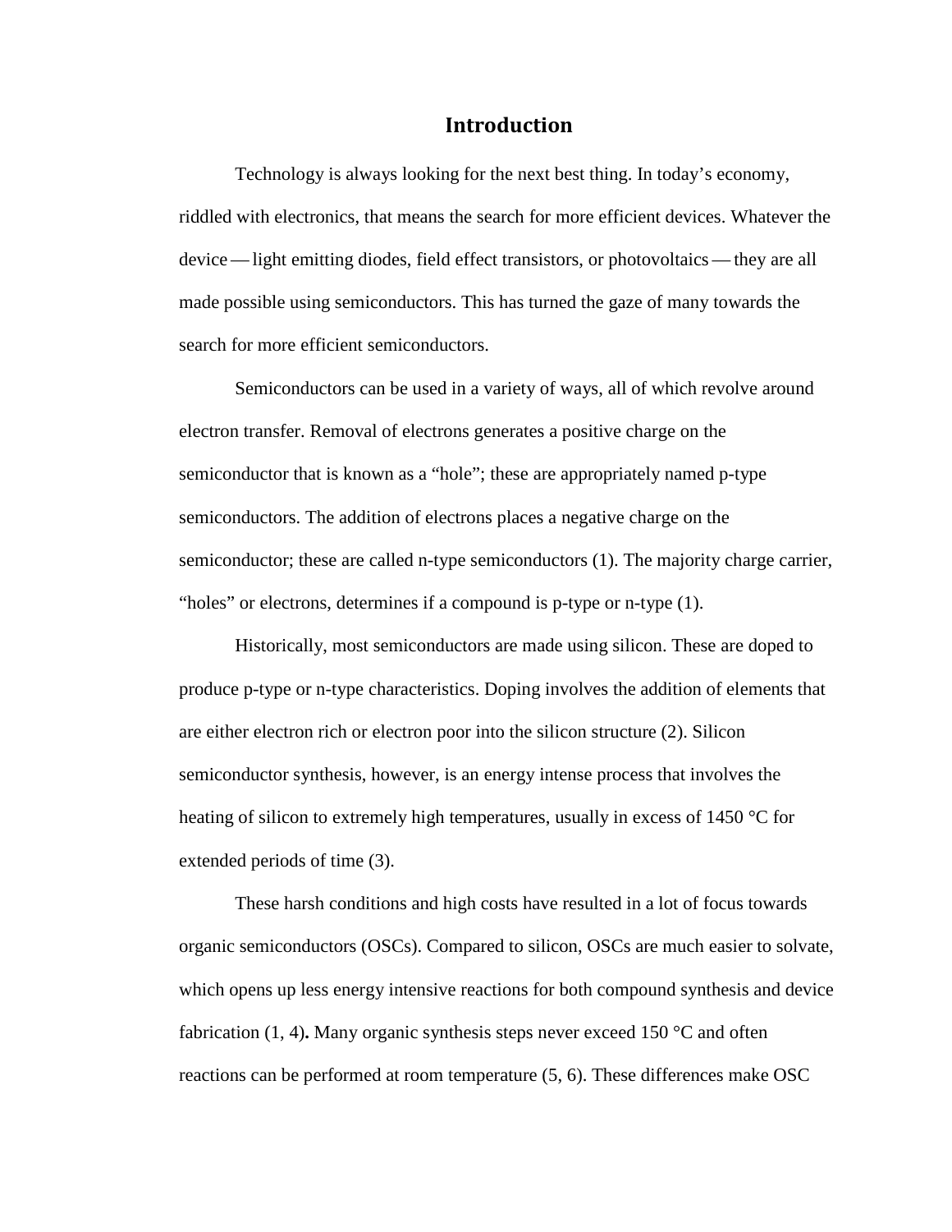# Introduction

Technology is always looking for the next best thing. In today's economy, riddled with electronics, that means the search for more efficient devices. Whatever the device — light emitting diodes, field effect transistors, or photovoltaics — they are all made possible using semiconductors. This has turned the gaze of many towards the search for more efficient semiconductors.

Semiconductors can be used in a variety of ways, all of which revolve around electron transfer. Removal of electrons generates a positive charge on the semiconductor that is known as a "hole"; these are appropriately named p-type semiconductors. The addition of electrons places a negative charge on the semiconductor; these are called n-type semiconductors (1). The majority charge carrier, "holes" or electrons, determines if a compound is p-type or n-type (1).

Historically, most semiconductors are made using silicon. These are doped to produce p-type or n-type characteristics. Doping involves the addition of elements that are either electron rich or electron poor into the silicon structure (2). Silicon semiconductor synthesis, however, is an energy intense process that involves the heating of silicon to extremely high temperatures, usually in excess of 1450 °C for extended periods of time (3).

These harsh conditions and high costs have resulted in a lot of focus towards organic semiconductors (OSCs). Compared to silicon, OSCs are much easier to solvate, which opens up less energy intensive reactions for both compound synthesis and device fabrication (1, 4). Many organic synthesis steps never exceed 150 °C and often reactions can be performed at room temperature (5, 6). These differences make OSC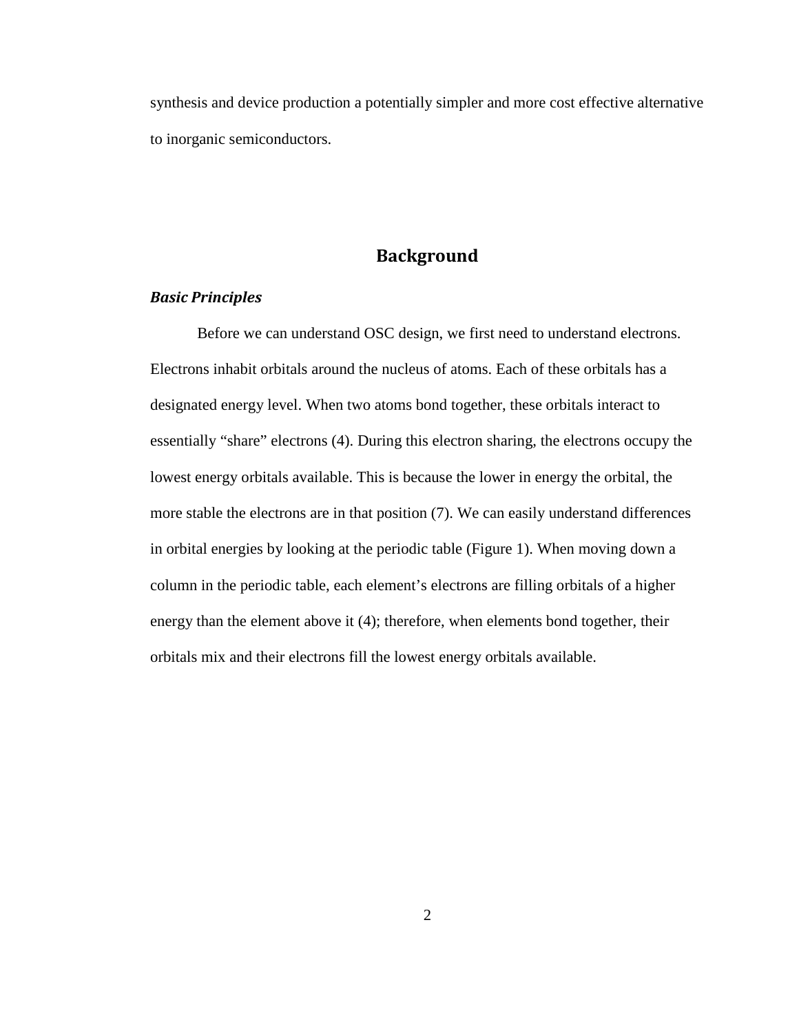synthesis and device production a potentially simpler and more cost effective alternative to inorganic semiconductors.

## Background

### *Basic Principles*

Before we can understand OSC design, we first need to understand electrons. Electrons inhabit orbitals around the nucleus of atoms. Each of these orbitals has a designated energy level. When two atoms bond together, these orbitals interact to essentially "share" electrons (4). During this electron sharing, the electrons occupy the lowest energy orbitals available. This is because the lower in energy the orbital, the more stable the electrons are in that position (7). We can easily understand differences in orbital energies by looking at the periodic table (Figure 1). When moving down a column in the periodic table, each element's electrons are filling orbitals of a higher energy than the element above it (4); therefore, when elements bond together, their orbitals mix and their electrons fill the lowest energy orbitals available.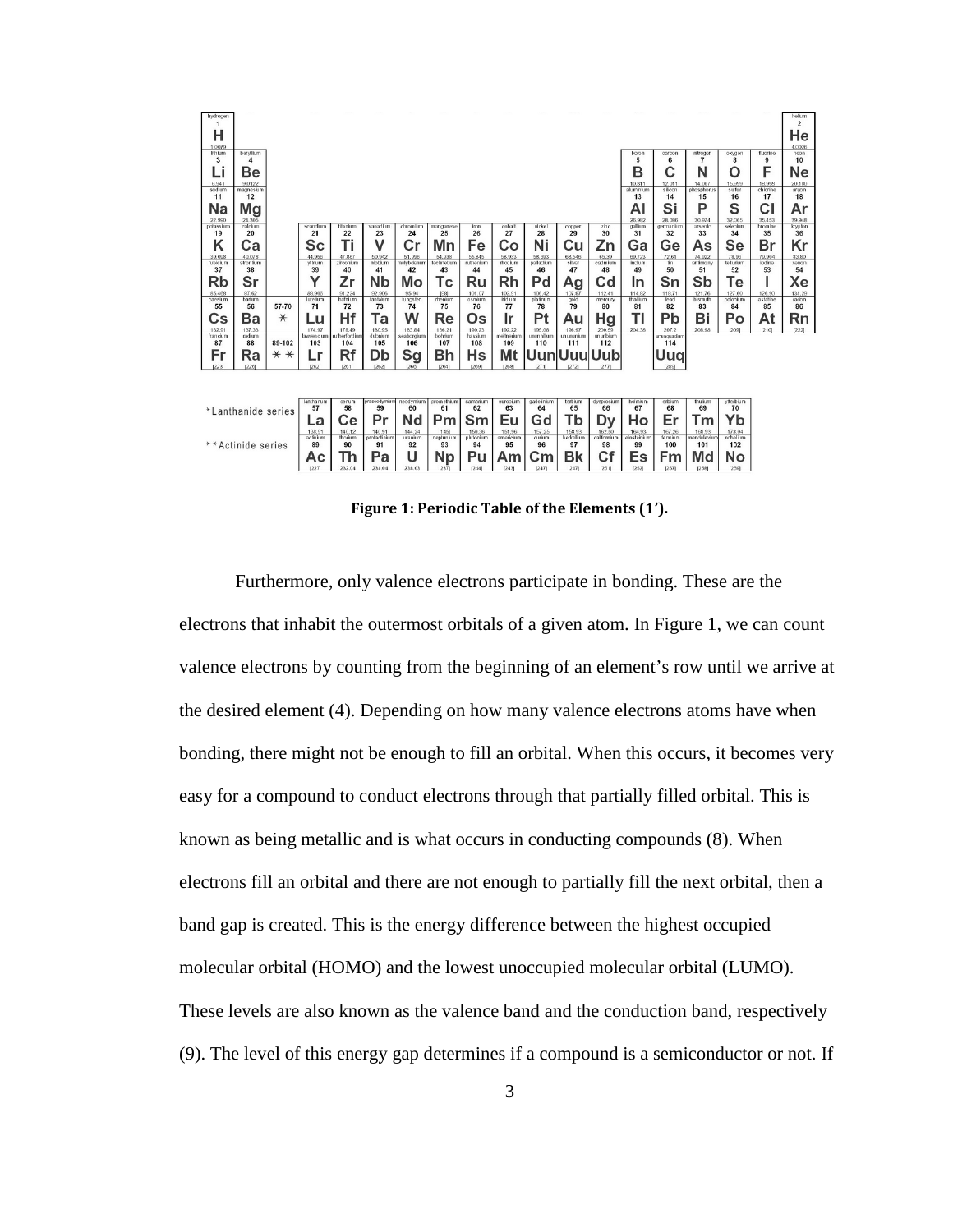**Figure 1: Periodic Table of the Elements (1').**

Furthermore, only valence electrons participate in bonding. These are the electrons that inhabit the outermost orbitals of a given atom. In Figure 1, we can count valence electrons by counting from the beginning of an element's row until we arrive at the desired element (4). Depending on how many valence electrons atoms have when bonding, there might not be enough to fill an orbital. When this occurs, it becomes very easy for a compound to conduct electrons through that partially filled orbital. This is known as being metallic and is what occurs in conducting compounds (8). When electrons fill an orbital and there are not enough to partially fill the next orbital, then a band gap is created. This is the energy difference between the highest occupied molecular orbital (HOMO) and the lowest unoccupied molecular orbital (LUMO). These levels are also known as the valence band and the conduction band, respectively (9). The level of this energy gap determines if a compound is a semiconductor or not. If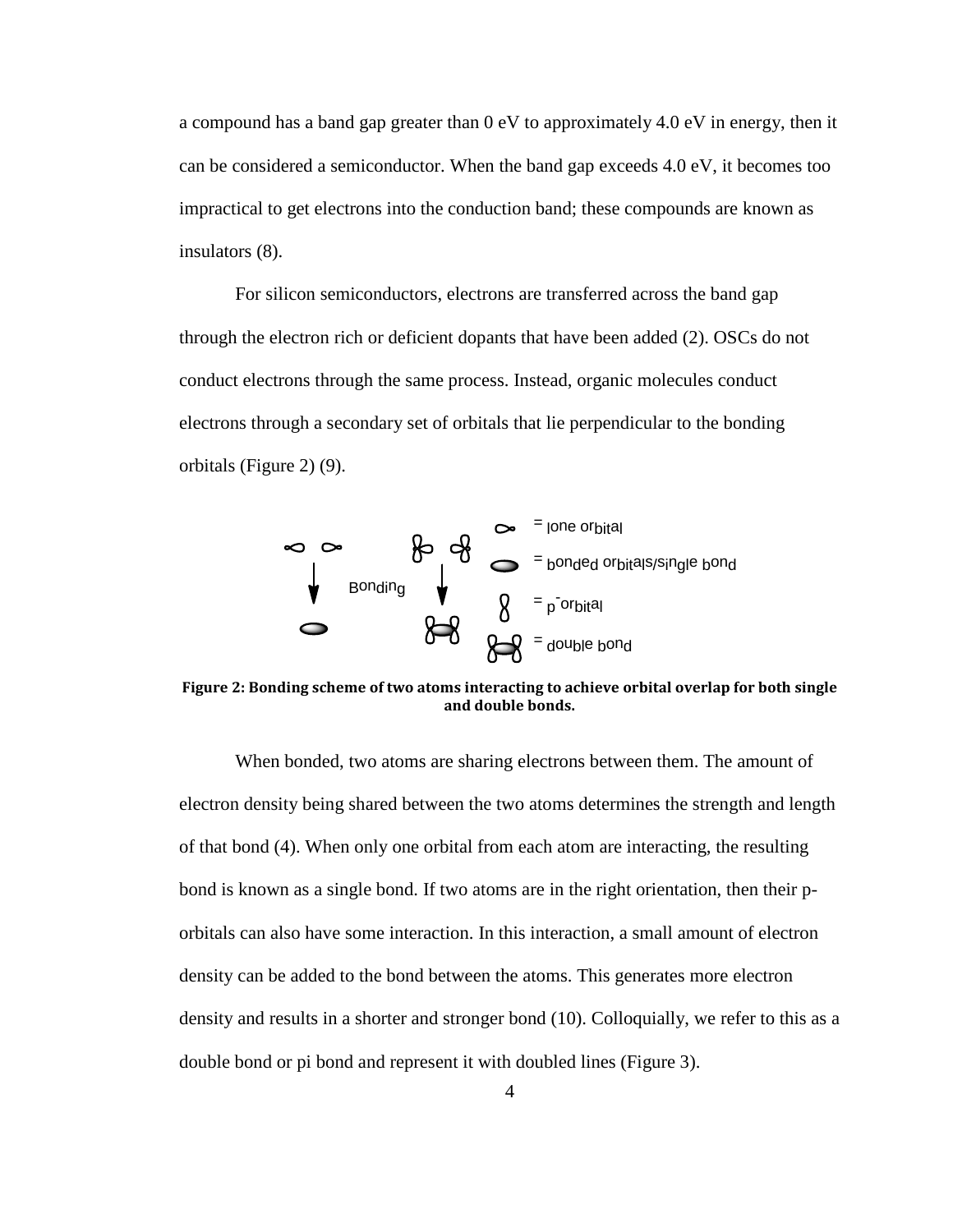a compound has a band gap greater than 0 eV to approximately 4.0 eV in energy, then it can be considered a semiconductor. When the band gap exceeds 4.0 eV, it becomes too impractical to get electrons into the conduction band; these compounds are known as insulators (8).

For silicon semiconductors, electrons are transferred across the band gap through the electron rich or deficient dopants that have been added (2). OSCs do not conduct electrons through the same process. Instead, organic molecules conduct electrons through a secondary set of orbitals that lie perpendicular to the bonding orbitals (Figure 2) (9).

**Figure 2: Bonding scheme of two atoms interacting to achieve orbital overlap for both single and double bonds.**

When bonded, two atoms are sharing electrons between them. The amount of electron density being shared between the two atoms determines the strength and length of that bond (4). When only one orbital from each atom are interacting, the resulting bond is known as a single bond. If two atoms are in the right orientation, then their p-orbitals can also have some interaction. In this interaction, a small amount of electron density can be added to the bond between the atoms. This generates more electron density and results in a shorter and stronger bond (10). Colloquially, we refer to this as a double bond or pi bond and represent it with doubled lines (Figure 3).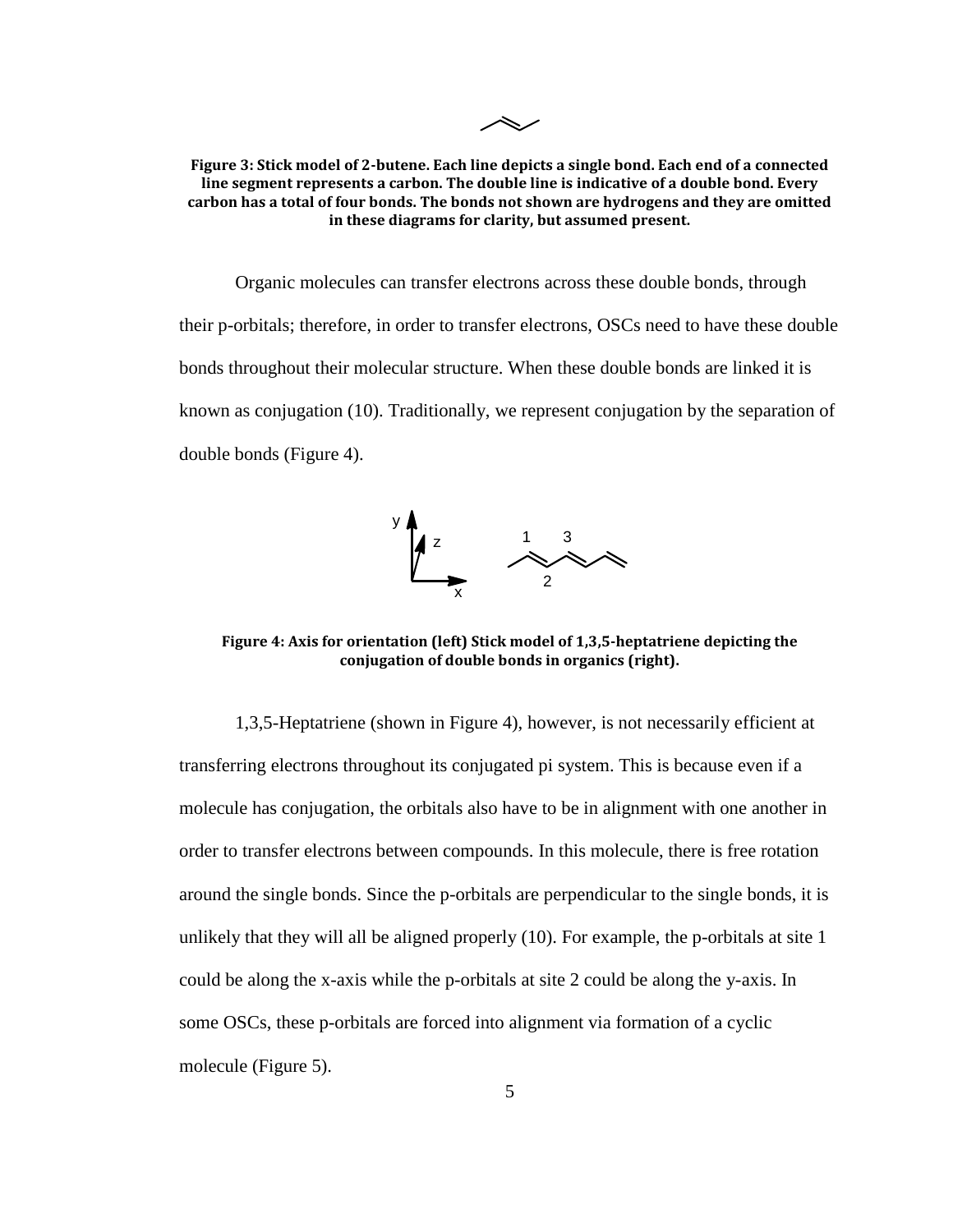**Figure 3: Stick model of 2-butene. Each line depicts a single bond. Each end of a connected line segment represents a carbon. The double line is indicative of a double bond. Every carbon has a total of four bonds. The bonds not shown are hydrogens and they are omitted in these diagrams for clarity, but assumed present.**

Organic molecules can transfer electrons across these double bonds, through their p-orbitals; therefore, in order to transfer electrons, OSCs need to have these double bonds throughout their molecular structure. When these double bonds are linked it is known as conjugation (10). Traditionally, we represent conjugation by the separation of double bonds (Figure 4).

**Figure 4: Axis for orientation (left) Stick model of 1,3,5-heptatriene depicting the conjugation of double bonds in organics (right).**

1,3,5-Heptatriene (shown in Figure 4), however, is not necessarily efficient at transferring electrons throughout its conjugated pi system. This is because even if a molecule has conjugation, the orbitals also have to be in alignment with one another in order to transfer electrons between compounds. In this molecule, there is free rotation around the single bonds. Since the p-orbitals are perpendicular to the single bonds, it is unlikely that they will all be aligned properly (10). For example, the p-orbitals at site 1 could be along the x-axis while the p-orbitals at site 2 could be along the y-axis. In some OSCs, these p-orbitals are forced into alignment via formation of a cyclic molecule (Figure 5).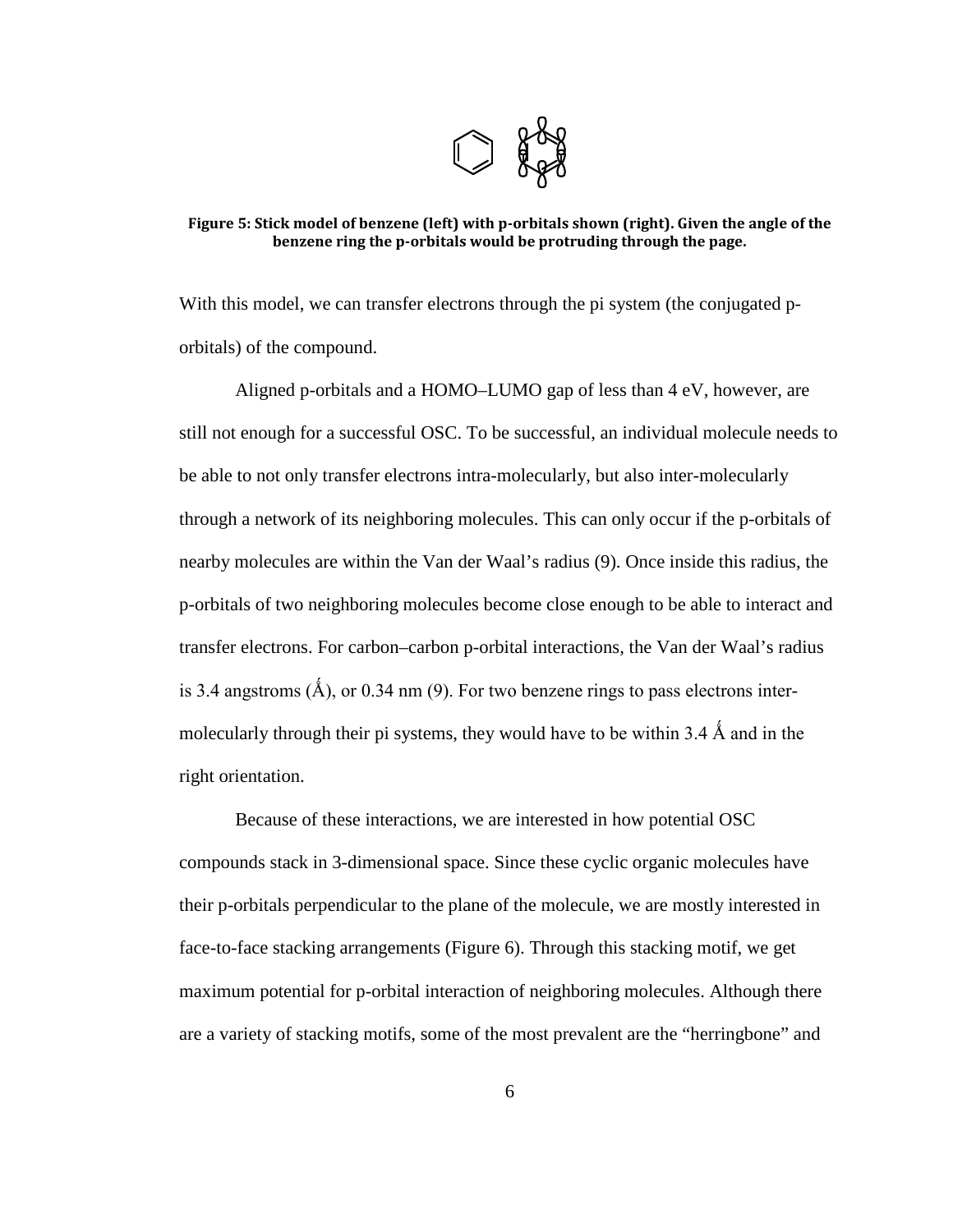**Figure 5: Stick model of benzene (left) with p-orbitals shown (right). Given the angle of the benzene ring the p-orbitals would be protruding through the page.**

With this model, we can transfer electrons through the pi system (the conjugated p-orbitals) of the compound.

Aligned p-orbitals and a HOMO–LUMO gap of less than 4 eV, however, are still not enough for a successful OSC. To be successful, an individual molecule needs to be able to not only transfer electrons intra-molecularly, but also inter-molecularly through a network of its neighboring molecules. This can only occur if the p-orbitals of nearby molecules are within the Van der Waal's radius (9). Once inside this radius, the p-orbitals of two neighboring molecules become close enough to be able to interact and transfer electrons. For carbon–carbon p-orbital interactions, the Van der Waal's radius is 3.4 angstroms (Ǻ), or 0.34 nm (9). For two benzene rings to pass electrons inter-molecularly through their pi systems, they would have to be within 3.4 Ǻ and in the right orientation.

Because of these interactions, we are interested in how potential OSC compounds stack in 3-dimensional space. Since these cyclic organic molecules have their p-orbitals perpendicular to the plane of the molecule, we are mostly interested in face-to-face stacking arrangements (Figure 6). Through this stacking motif, we get maximum potential for p-orbital interaction of neighboring molecules. Although there are a variety of stacking motifs, some of the most prevalent are the "herringbone" and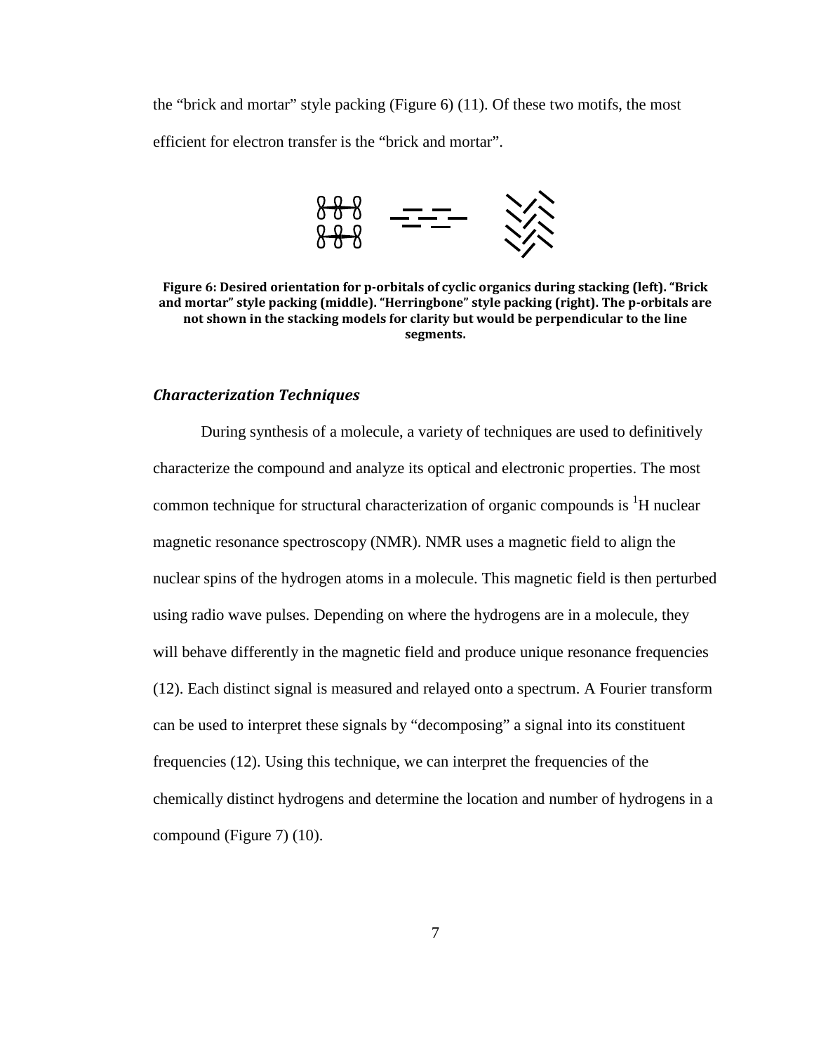the "brick and mortar" style packing (Figure 6) (11). Of these two motifs, the most efficient for electron transfer is the "brick and mortar".

**Figure 6: Desired orientation for p-orbitals of cyclic organics during stacking (left). "Brick and mortar" style packing (middle). "Herringbone" style packing (right). The p-orbitals are not shown in the stacking models for clarity but would be perpendicular to the line segments.**

### *Characterization Techniques*

During synthesis of a molecule, a variety of techniques are used to definitively characterize the compound and analyze its optical and electronic properties. The most common technique for structural characterization of organic compounds is $^{1}$H nuclear magnetic resonance spectroscopy (NMR). NMR uses a magnetic field to align the nuclear spins of the hydrogen atoms in a molecule. This magnetic field is then perturbed using radio wave pulses. Depending on where the hydrogens are in a molecule, they will behave differently in the magnetic field and produce unique resonance frequencies (12). Each distinct signal is measured and relayed onto a spectrum. A Fourier transform can be used to interpret these signals by "decomposing" a signal into its constituent frequencies (12). Using this technique, we can interpret the frequencies of the chemically distinct hydrogens and determine the location and number of hydrogens in a compound (Figure 7) (10).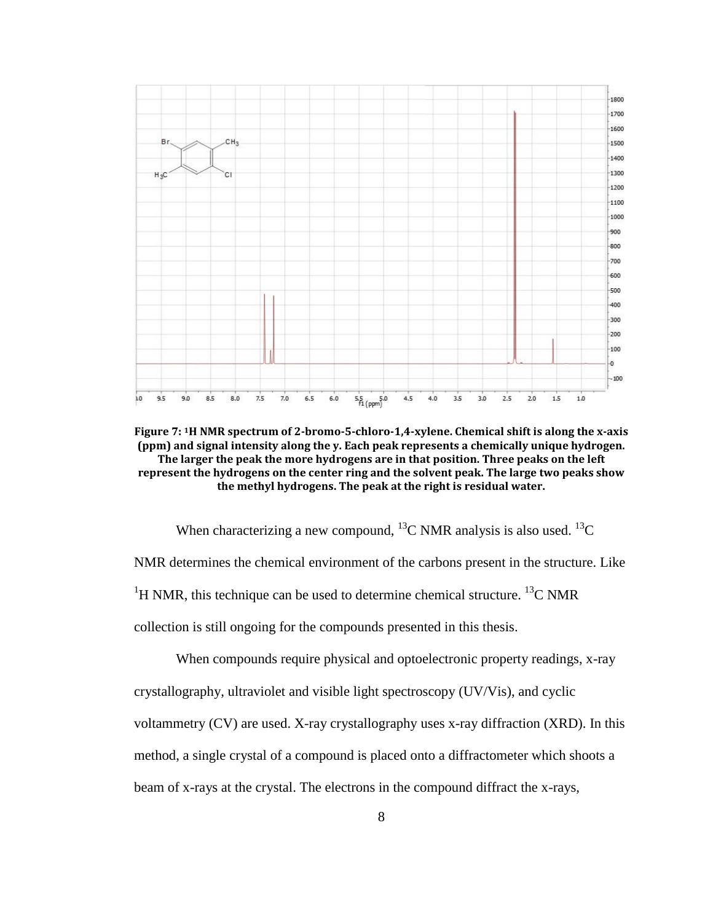**Figure 7: $^{1}$H NMR spectrum of 2-bromo-5-chloro-1,4-xylene. Chemical shift is along the x-axis (ppm) and signal intensity along the y. Each peak represents a chemically unique hydrogen. The larger the peak the more hydrogens are in that position. Three peaks on the left represent the hydrogens on the center ring and the solvent peak. The large two peaks show the methyl hydrogens. The peak at the right is residual water.**

When characterizing a new compound, $^{13}$C NMR analysis is also used. $^{13}$C NMR determines the chemical environment of the carbons present in the structure. Like $^{1}$H NMR, this technique can be used to determine chemical structure. $^{13}$C NMR collection is still ongoing for the compounds presented in this thesis.

When compounds require physical and optoelectronic property readings, x-ray crystallography, ultraviolet and visible light spectroscopy (UV/Vis), and cyclic voltammetry (CV) are used. X-ray crystallography uses x-ray diffraction (XRD). In this method, a single crystal of a compound is placed onto a diffractometer which shoots a beam of x-rays at the crystal. The electrons in the compound diffract the x-rays,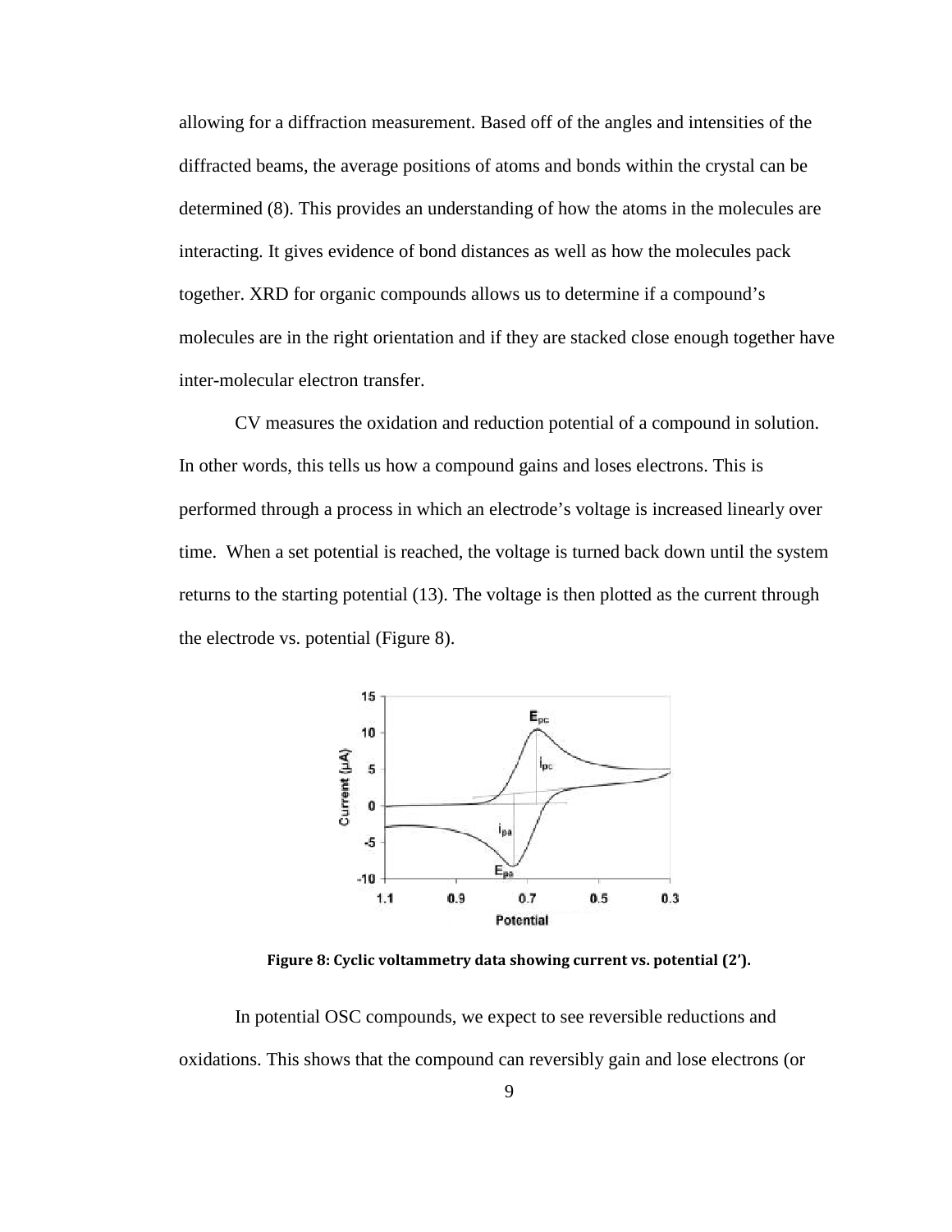allowing for a diffraction measurement. Based off of the angles and intensities of the diffracted beams, the average positions of atoms and bonds within the crystal can be determined (8). This provides an understanding of how the atoms in the molecules are interacting. It gives evidence of bond distances as well as how the molecules pack together. XRD for organic compounds allows us to determine if a compound's molecules are in the right orientation and if they are stacked close enough together have inter-molecular electron transfer.

CV measures the oxidation and reduction potential of a compound in solution. In other words, this tells us how a compound gains and loses electrons. This is performed through a process in which an electrode's voltage is increased linearly over time. When a set potential is reached, the voltage is turned back down until the system returns to the starting potential (13). The voltage is then plotted as the current through the electrode vs. potential (Figure 8).

**Figure 8: Cyclic voltammetry data showing current vs. potential (2').**

In potential OSC compounds, we expect to see reversible reductions and oxidations. This shows that the compound can reversibly gain and lose electrons (or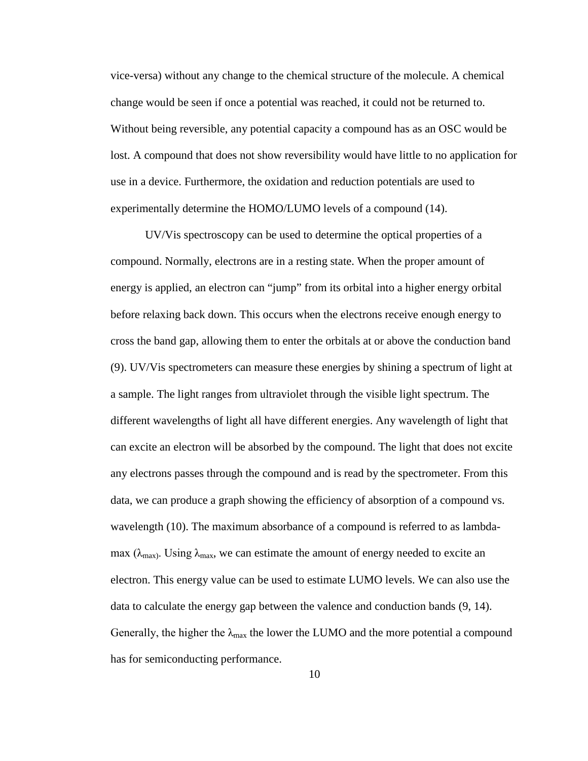vice-versa) without any change to the chemical structure of the molecule. A chemical change would be seen if once a potential was reached, it could not be returned to. Without being reversible, any potential capacity a compound has as an OSC would be lost. A compound that does not show reversibility would have little to no application for use in a device. Furthermore, the oxidation and reduction potentials are used to experimentally determine the HOMO/LUMO levels of a compound (14).

UV/Vis spectroscopy can be used to determine the optical properties of a compound. Normally, electrons are in a resting state. When the proper amount of energy is applied, an electron can "jump" from its orbital into a higher energy orbital before relaxing back down. This occurs when the electrons receive enough energy to cross the band gap, allowing them to enter the orbitals at or above the conduction band (9). UV/Vis spectrometers can measure these energies by shining a spectrum of light at a sample. The light ranges from ultraviolet through the visible light spectrum. The different wavelengths of light all have different energies. Any wavelength of light that can excite an electron will be absorbed by the compound. The light that does not excite any electrons passes through the compound and is read by the spectrometer. From this data, we can produce a graph showing the efficiency of absorption of a compound vs. wavelength (10). The maximum absorbance of a compound is referred to as lambda-max ($\lambda_{max}$). Using $\lambda_{max}$, we can estimate the amount of energy needed to excite an electron. This energy value can be used to estimate LUMO levels. We can also use the data to calculate the energy gap between the valence and conduction bands (9, 14). Generally, the higher the $\lambda_{max}$ the lower the LUMO and the more potential a compound has for semiconducting performance.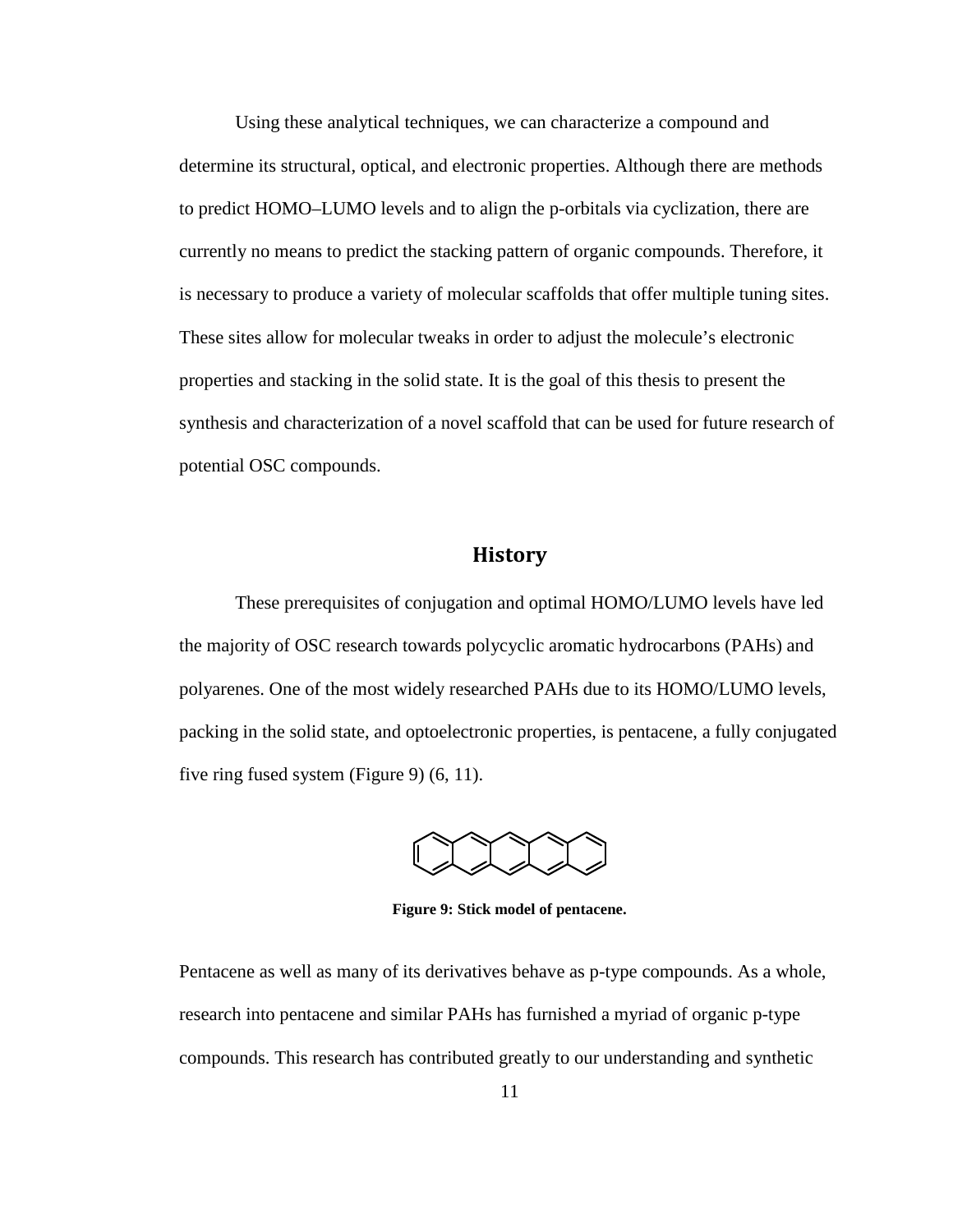Using these analytical techniques, we can characterize a compound and determine its structural, optical, and electronic properties. Although there are methods to predict HOMO–LUMO levels and to align the p-orbitals via cyclization, there are currently no means to predict the stacking pattern of organic compounds. Therefore, it is necessary to produce a variety of molecular scaffolds that offer multiple tuning sites. These sites allow for molecular tweaks in order to adjust the molecule's electronic properties and stacking in the solid state. It is the goal of this thesis to present the synthesis and characterization of a novel scaffold that can be used for future research of potential OSC compounds.

## History

These prerequisites of conjugation and optimal HOMO/LUMO levels have led the majority of OSC research towards polycyclic aromatic hydrocarbons (PAHs) and polyarenes. One of the most widely researched PAHs due to its HOMO/LUMO levels, packing in the solid state, and optoelectronic properties, is pentacene, a fully conjugated five ring fused system (Figure 9) (6, 11).

**Figure 9: Stick model of pentacene.**

Pentacene as well as many of its derivatives behave as p-type compounds. As a whole, research into pentacene and similar PAHs has furnished a myriad of organic p-type compounds. This research has contributed greatly to our understanding and synthetic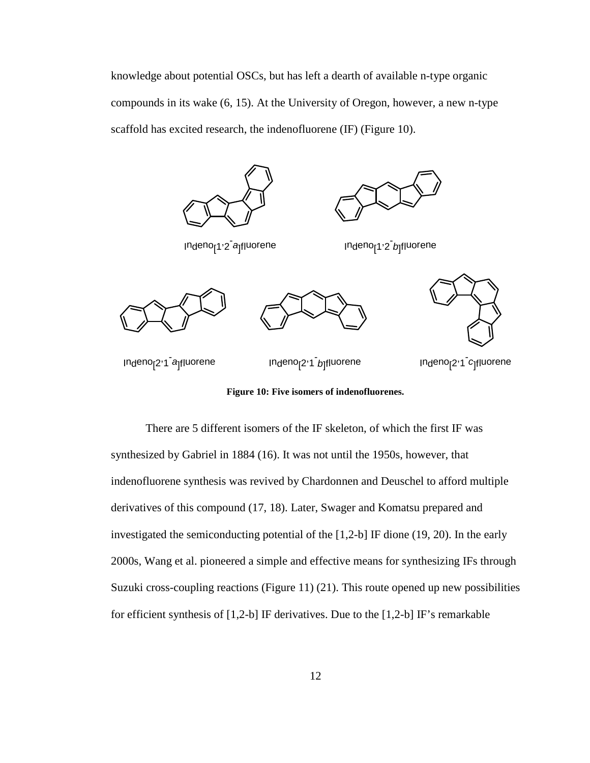knowledge about potential OSCs, but has left a dearth of available n-type organic compounds in its wake (6, 15). At the University of Oregon, however, a new n-type scaffold has excited research, the indenofluorene (IF) (Figure 10).

Indeno[1,2-*a*]fluorene

Indeno[1,2-*b*]fluorene

Indeno[2,1-*a*]fluorene

Indeno[2,1-*b*]fluorene

Indeno[2,1-*c*]fluorene

**Figure 10: Five isomers of indenofluorenes.**

There are 5 different isomers of the IF skeleton, of which the first IF was synthesized by Gabriel in 1884 (16). It was not until the 1950s, however, that indenofluorene synthesis was revived by Chardonnen and Deuschel to afford multiple derivatives of this compound (17, 18). Later, Swager and Komatsu prepared and investigated the semiconducting potential of the [1,2-b] IF dione (19, 20). In the early 2000s, Wang et al. pioneered a simple and effective means for synthesizing IFs through Suzuki cross-coupling reactions (Figure 11) (21). This route opened up new possibilities for efficient synthesis of [1,2-b] IF derivatives. Due to the [1,2-b] IF's remarkable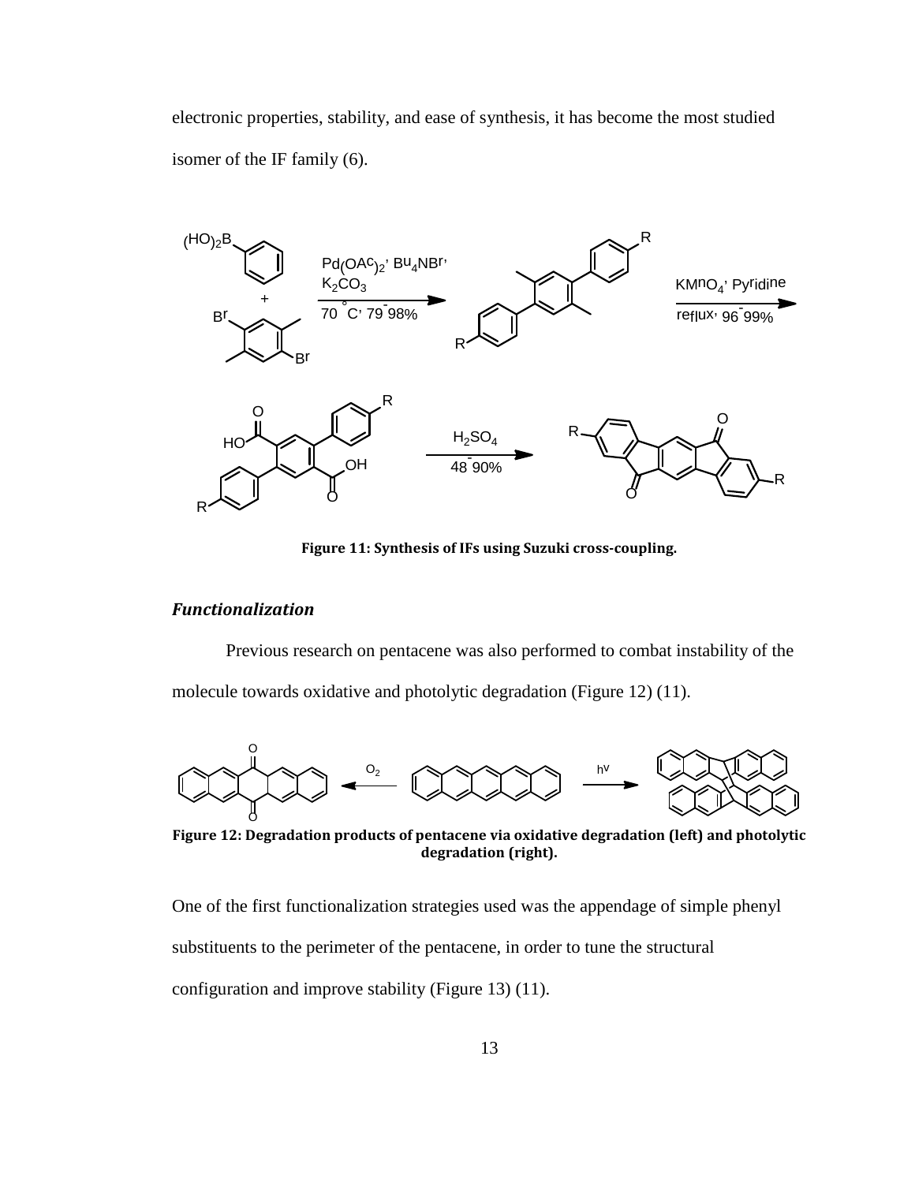electronic properties, stability, and ease of synthesis, it has become the most studied isomer of the IF family (6).

**Figure 11: Synthesis of IFs using Suzuki cross-coupling.**

### *Functionalization*

Previous research on pentacene was also performed to combat instability of the molecule towards oxidative and photolytic degradation (Figure 12) (11).

**Figure 12: Degradation products of pentacene via oxidative degradation (left) and photolytic degradation (right).**

One of the first functionalization strategies used was the appendage of simple phenyl substituents to the perimeter of the pentacene, in order to tune the structural configuration and improve stability (Figure 13) (11).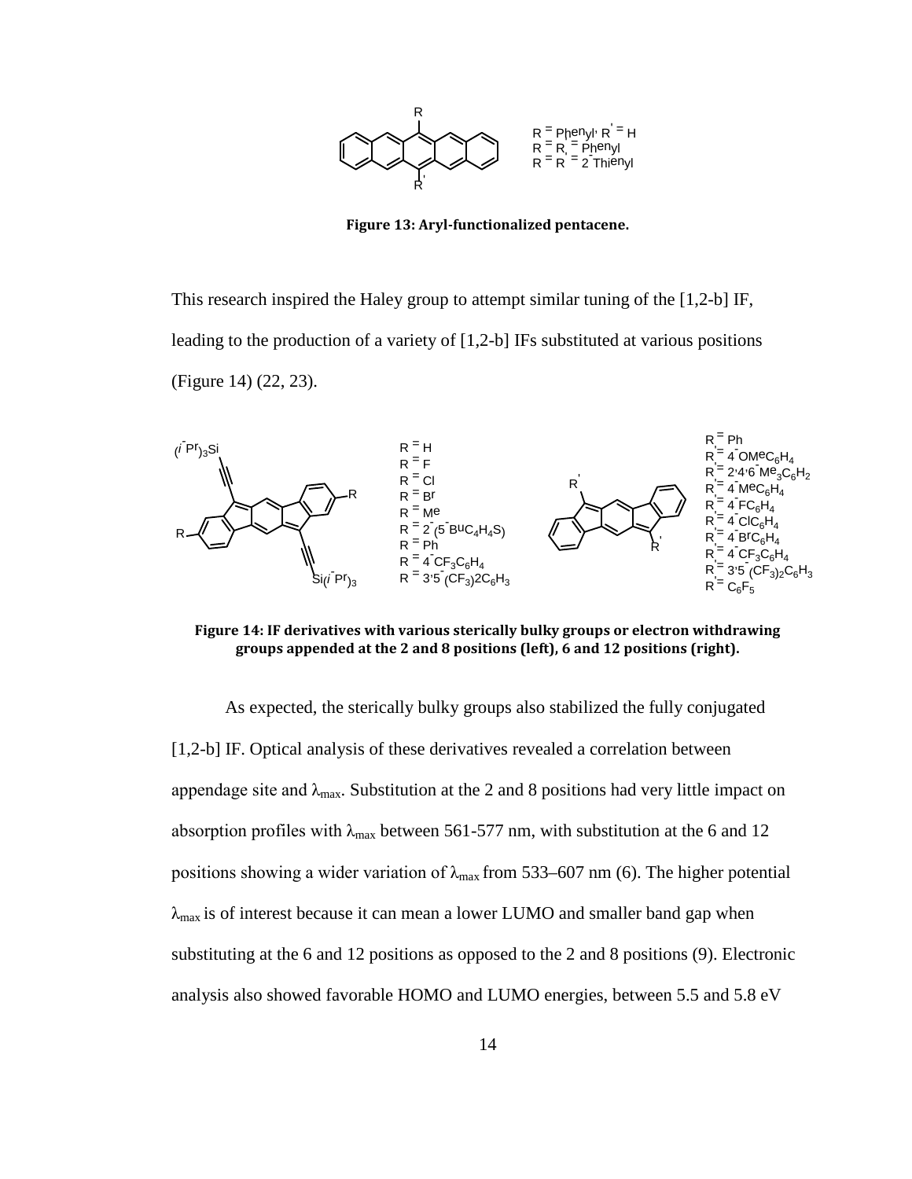**Figure 13: Aryl-functionalized pentacene.**

This research inspired the Haley group to attempt similar tuning of the [1,2-b] IF, leading to the production of a variety of [1,2-b] IFs substituted at various positions (Figure 14) (22, 23).

**Figure 14: IF derivatives with various sterically bulky groups or electron withdrawing groups appended at the 2 and 8 positions (left), 6 and 12 positions (right).**

As expected, the sterically bulky groups also stabilized the fully conjugated [1,2-b] IF. Optical analysis of these derivatives revealed a correlation between appendage site and $\lambda_{max}$. Substitution at the 2 and 8 positions had very little impact on absorption profiles with $\lambda_{max}$ between 561-577 nm, with substitution at the 6 and 12 positions showing a wider variation of $\lambda_{max}$ from 533–607 nm (6). The higher potential $\lambda_{max}$ is of interest because it can mean a lower LUMO and smaller band gap when substituting at the 6 and 12 positions as opposed to the 2 and 8 positions (9). Electronic analysis also showed favorable HOMO and LUMO energies, between 5.5 and 5.8 eV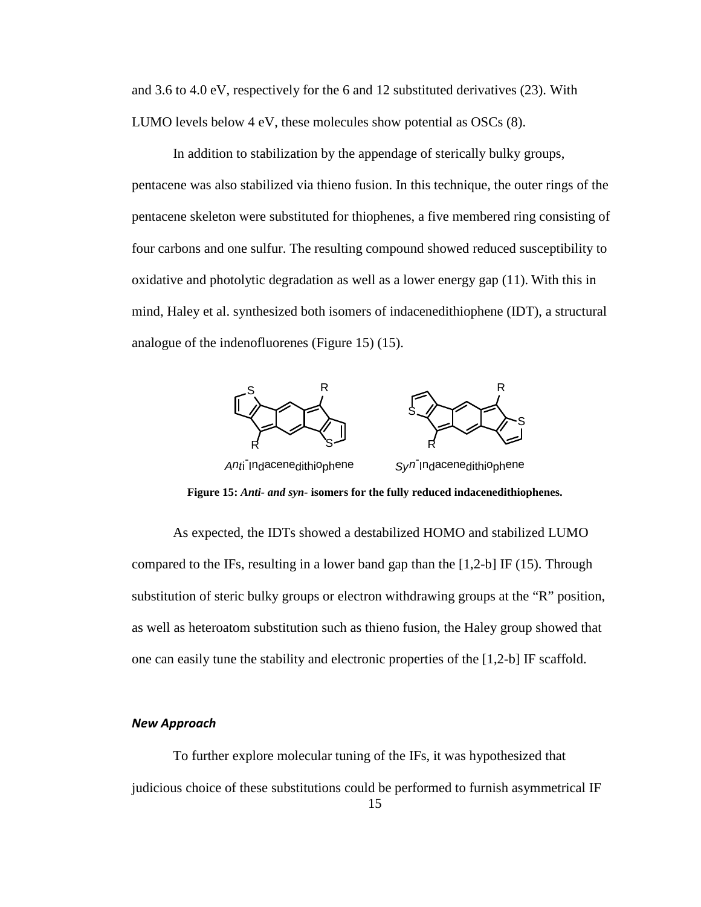and 3.6 to 4.0 eV, respectively for the 6 and 12 substituted derivatives (23). With LUMO levels below 4 eV, these molecules show potential as OSCs (8).

In addition to stabilization by the appendage of sterically bulky groups, pentacene was also stabilized via thieno fusion. In this technique, the outer rings of the pentacene skeleton were substituted for thiophenes, a five membered ring consisting of four carbons and one sulfur. The resulting compound showed reduced susceptibility to oxidative and photolytic degradation as well as a lower energy gap (11). With this in mind, Haley et al. synthesized both isomers of indacenedithiophene (IDT), a structural analogue of the indenofluorenes (Figure 15) (15).

Anti-Indacenedithiophene    Syn-Indacenedithiophene

**Figure 15: *Anti- and syn-* isomers for the fully reduced indacenedithiophenes.**

As expected, the IDTs showed a destabilized HOMO and stabilized LUMO compared to the IFs, resulting in a lower band gap than the [1,2-b] IF (15). Through substitution of steric bulky groups or electron withdrawing groups at the "R" position, as well as heteroatom substitution such as thieno fusion, the Haley group showed that one can easily tune the stability and electronic properties of the [1,2-b] IF scaffold.

### *New Approach*

To further explore molecular tuning of the IFs, it was hypothesized that judicious choice of these substitutions could be performed to furnish asymmetrical IF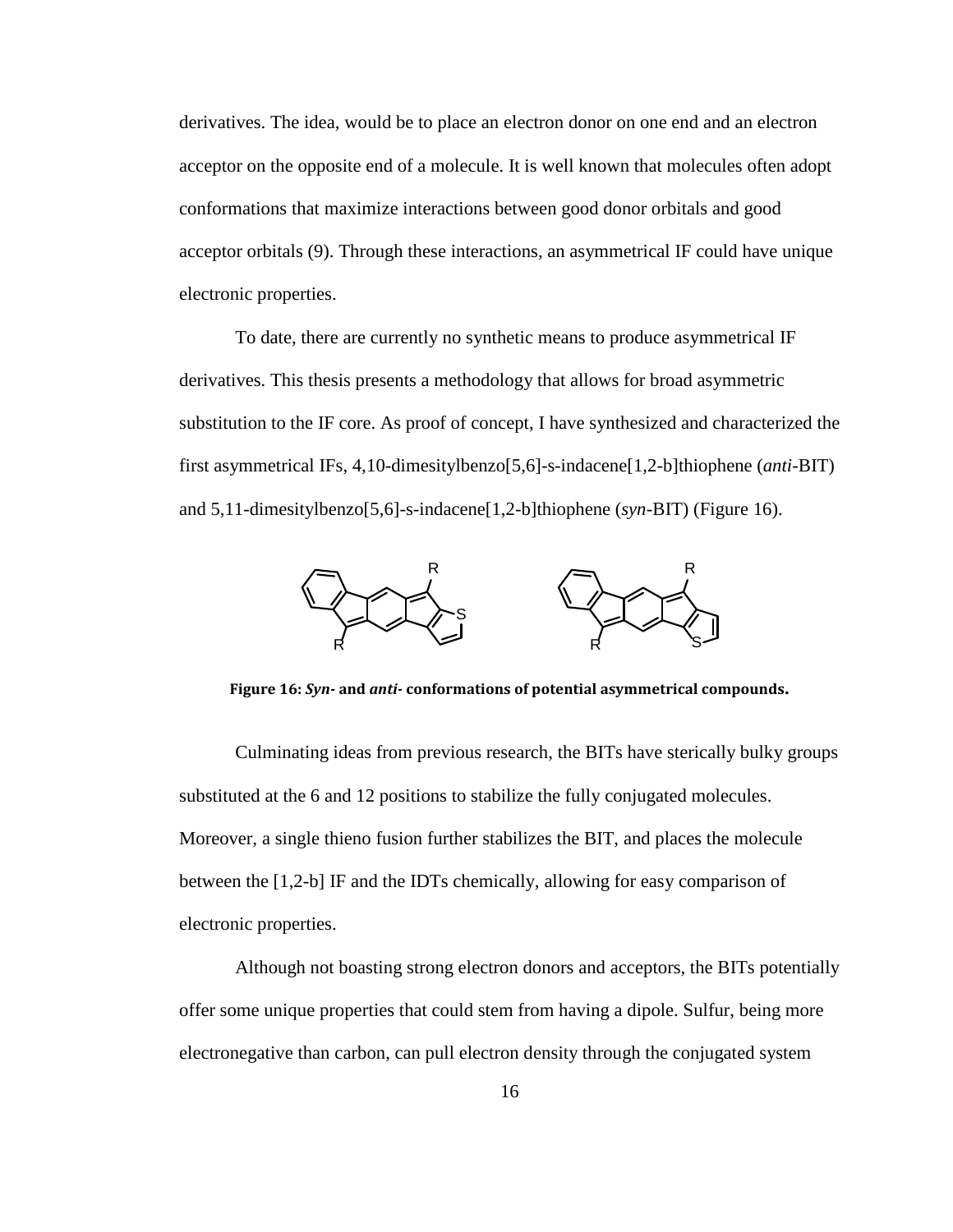derivatives. The idea, would be to place an electron donor on one end and an electron acceptor on the opposite end of a molecule. It is well known that molecules often adopt conformations that maximize interactions between good donor orbitals and good acceptor orbitals (9). Through these interactions, an asymmetrical IF could have unique electronic properties.

To date, there are currently no synthetic means to produce asymmetrical IF derivatives. This thesis presents a methodology that allows for broad asymmetric substitution to the IF core. As proof of concept, I have synthesized and characterized the first asymmetrical IFs, 4,10-dimesitylbenzo[5,6]-s-indacene[1,2-b]thiophene (*anti*-BIT) and 5,11-dimesitylbenzo[5,6]-s-indacene[1,2-b]thiophene (*syn*-BIT) (Figure 16).

**Figure 16: *Syn-* and *anti-* conformations of potential asymmetrical compounds.**

Culminating ideas from previous research, the BITs have sterically bulky groups substituted at the 6 and 12 positions to stabilize the fully conjugated molecules. Moreover, a single thieno fusion further stabilizes the BIT, and places the molecule between the [1,2-b] IF and the IDTs chemically, allowing for easy comparison of electronic properties.

Although not boasting strong electron donors and acceptors, the BITs potentially offer some unique properties that could stem from having a dipole. Sulfur, being more electronegative than carbon, can pull electron density through the conjugated system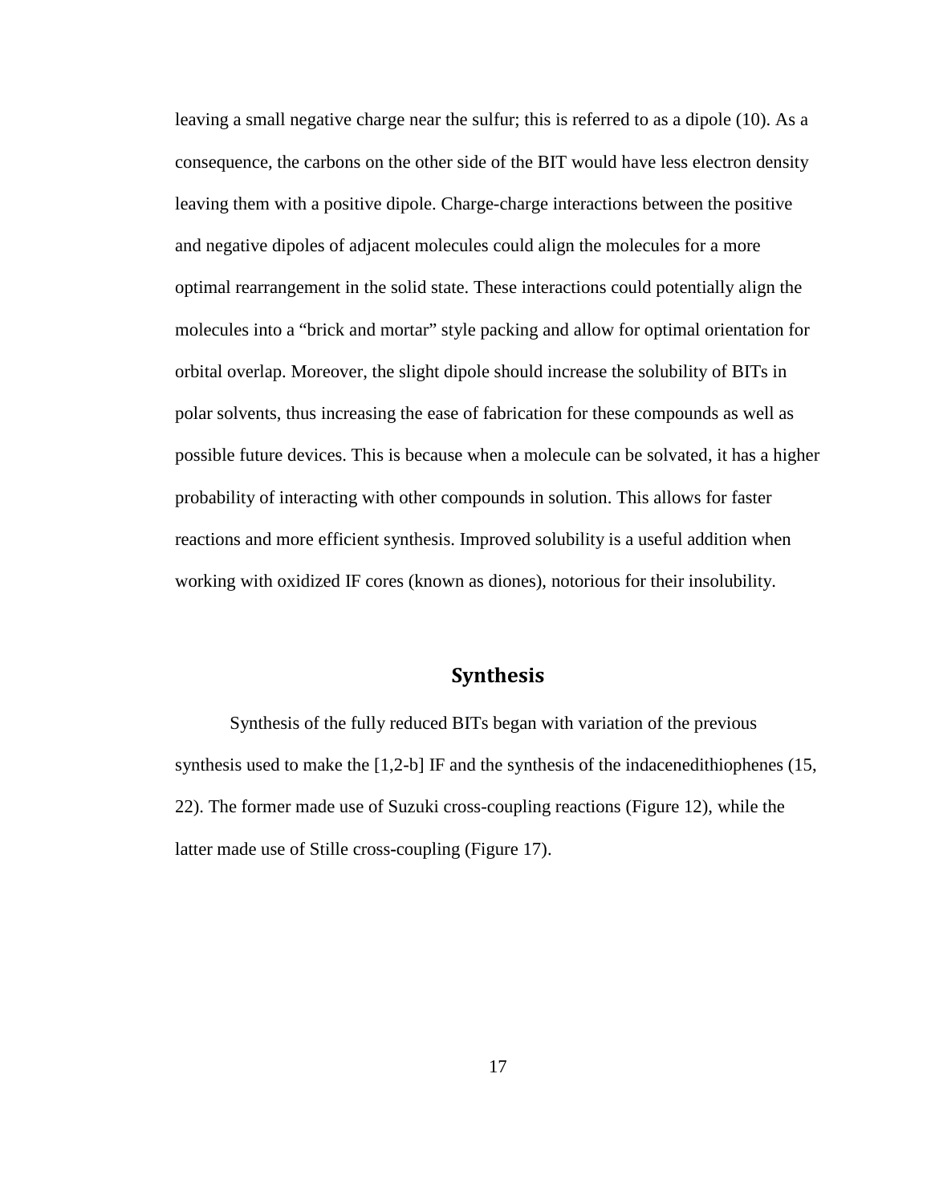leaving a small negative charge near the sulfur; this is referred to as a dipole (10). As a consequence, the carbons on the other side of the BIT would have less electron density leaving them with a positive dipole. Charge-charge interactions between the positive and negative dipoles of adjacent molecules could align the molecules for a more optimal rearrangement in the solid state. These interactions could potentially align the molecules into a "brick and mortar" style packing and allow for optimal orientation for orbital overlap. Moreover, the slight dipole should increase the solubility of BITs in polar solvents, thus increasing the ease of fabrication for these compounds as well as possible future devices. This is because when a molecule can be solvated, it has a higher probability of interacting with other compounds in solution. This allows for faster reactions and more efficient synthesis. Improved solubility is a useful addition when working with oxidized IF cores (known as diones), notorious for their insolubility.

## Synthesis

Synthesis of the fully reduced BITs began with variation of the previous synthesis used to make the [1,2-b] IF and the synthesis of the indacenedithiophenes (15, 22). The former made use of Suzuki cross-coupling reactions (Figure 12), while the latter made use of Stille cross-coupling (Figure 17).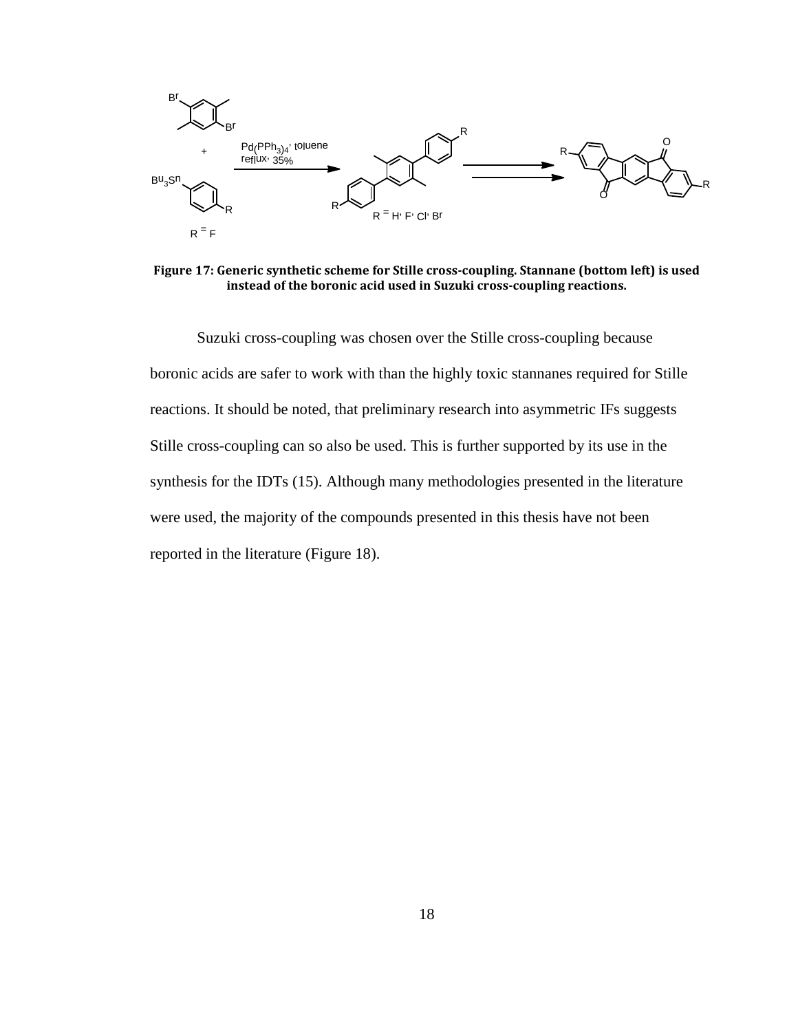**Figure 17: Generic synthetic scheme for Stille cross-coupling. Stannane (bottom left) is used instead of the boronic acid used in Suzuki cross-coupling reactions.**

Suzuki cross-coupling was chosen over the Stille cross-coupling because boronic acids are safer to work with than the highly toxic stannanes required for Stille reactions. It should be noted, that preliminary research into asymmetric IFs suggests Stille cross-coupling can so also be used. This is further supported by its use in the synthesis for the IDTs (15). Although many methodologies presented in the literature were used, the majority of the compounds presented in this thesis have not been reported in the literature (Figure 18).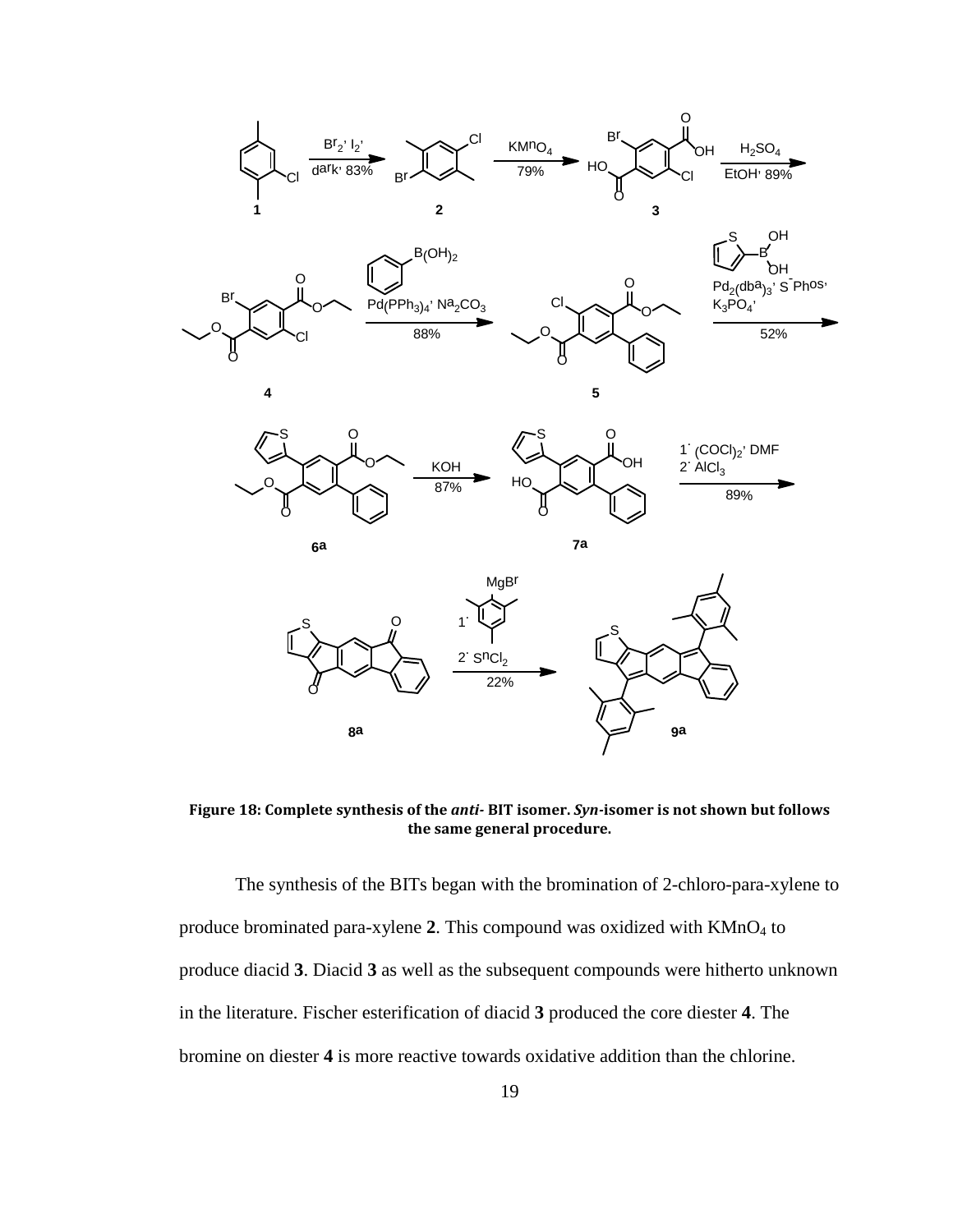**Figure 18: Complete synthesis of the *anti*- BIT isomer. *Syn*-isomer is not shown but follows the same general procedure.**

The synthesis of the BITs began with the bromination of 2-chloro-para-xylene to produce brominated para-xylene **2**. This compound was oxidized with $KMnO_4$ to produce diacid **3**. Diacid **3** as well as the subsequent compounds were hitherto unknown in the literature. Fischer esterification of diacid **3** produced the core diester **4**. The bromine on diester **4** is more reactive towards oxidative addition than the chlorine.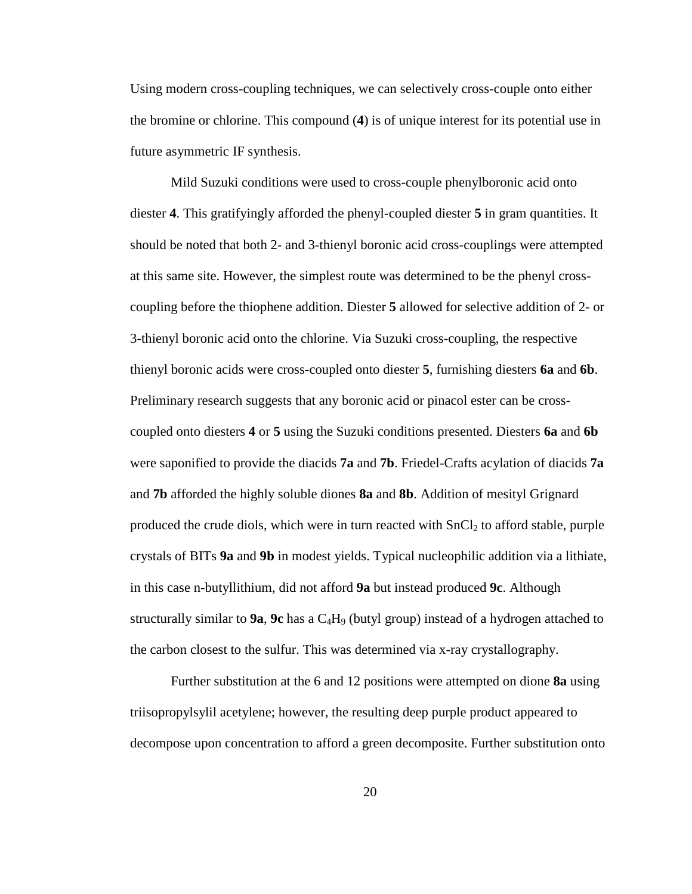Using modern cross-coupling techniques, we can selectively cross-couple onto either the bromine or chlorine. This compound (**4**) is of unique interest for its potential use in future asymmetric IF synthesis.

Mild Suzuki conditions were used to cross-couple phenylboronic acid onto diester **4**. This gratifyingly afforded the phenyl-coupled diester **5** in gram quantities. It should be noted that both 2- and 3-thienyl boronic acid cross-couplings were attempted at this same site. However, the simplest route was determined to be the phenyl cross-coupling before the thiophene addition. Diester **5** allowed for selective addition of 2- or 3-thienyl boronic acid onto the chlorine. Via Suzuki cross-coupling, the respective thienyl boronic acids were cross-coupled onto diester **5**, furnishing diesters **6a** and **6b**. Preliminary research suggests that any boronic acid or pinacol ester can be cross-coupled onto diesters **4** or **5** using the Suzuki conditions presented. Diesters **6a** and **6b** were saponified to provide the diacids **7a** and **7b**. Friedel-Crafts acylation of diacids **7a** and **7b** afforded the highly soluble diones **8a** and **8b**. Addition of mesityl Grignard produced the crude diols, which were in turn reacted with $SnCl_2$ to afford stable, purple crystals of BITs **9a** and **9b** in modest yields. Typical nucleophilic addition via a lithiate, in this case n-butyllithium, did not afford **9a** but instead produced **9c**. Although structurally similar to **9a**, **9c** has a $C_4H_9$ (butyl group) instead of a hydrogen attached to the carbon closest to the sulfur. This was determined via x-ray crystallography.

Further substitution at the 6 and 12 positions were attempted on dione **8a** using triisopropylsylil acetylene; however, the resulting deep purple product appeared to decompose upon concentration to afford a green decomposite. Further substitution onto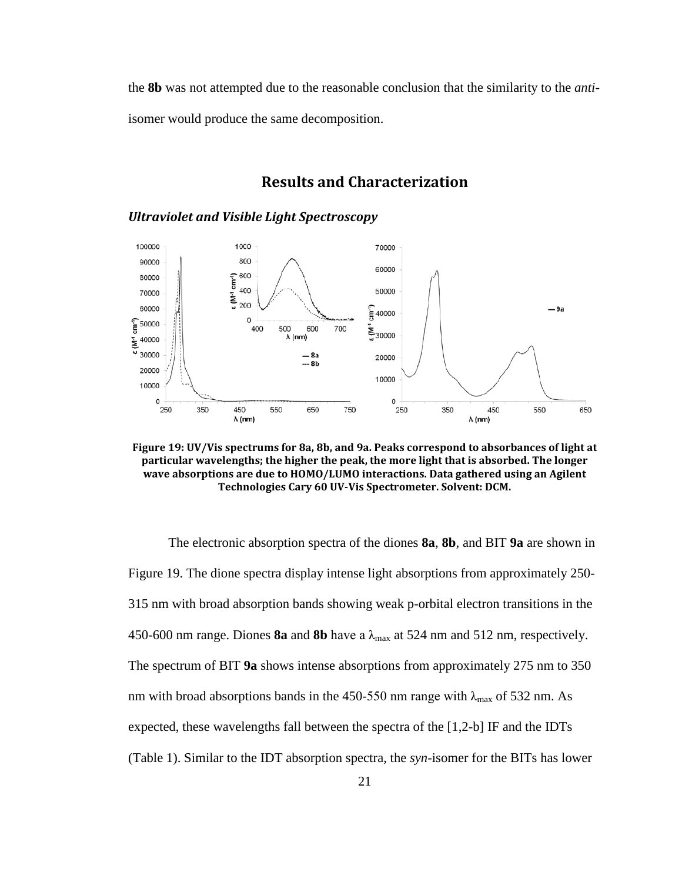the **8b** was not attempted due to the reasonable conclusion that the similarity to the *anti*-isomer would produce the same decomposition.

## Results and Characterization

### *Ultraviolet and Visible Light Spectroscopy*

**Figure 19: UV/Vis spectrums for 8a, 8b, and 9a. Peaks correspond to absorbances of light at particular wavelengths; the higher the peak, the more light that is absorbed. The longer wave absorptions are due to HOMO/LUMO interactions. Data gathered using an Agilent Technologies Cary 60 UV-Vis Spectrometer. Solvent: DCM.**

The electronic absorption spectra of the diones **8a**, **8b**, and BIT **9a** are shown in Figure 19. The dione spectra display intense light absorptions from approximately 250-315 nm with broad absorption bands showing weak p-orbital electron transitions in the 450-600 nm range. Diones **8a** and **8b** have a $\lambda_{max}$ at 524 nm and 512 nm, respectively. The spectrum of BIT **9a** shows intense absorptions from approximately 275 nm to 350 nm with broad absorptions bands in the 450-550 nm range with $\lambda_{max}$ of 532 nm. As expected, these wavelengths fall between the spectra of the [1,2-b] IF and the IDTs (Table 1). Similar to the IDT absorption spectra, the *syn*-isomer for the BITs has lower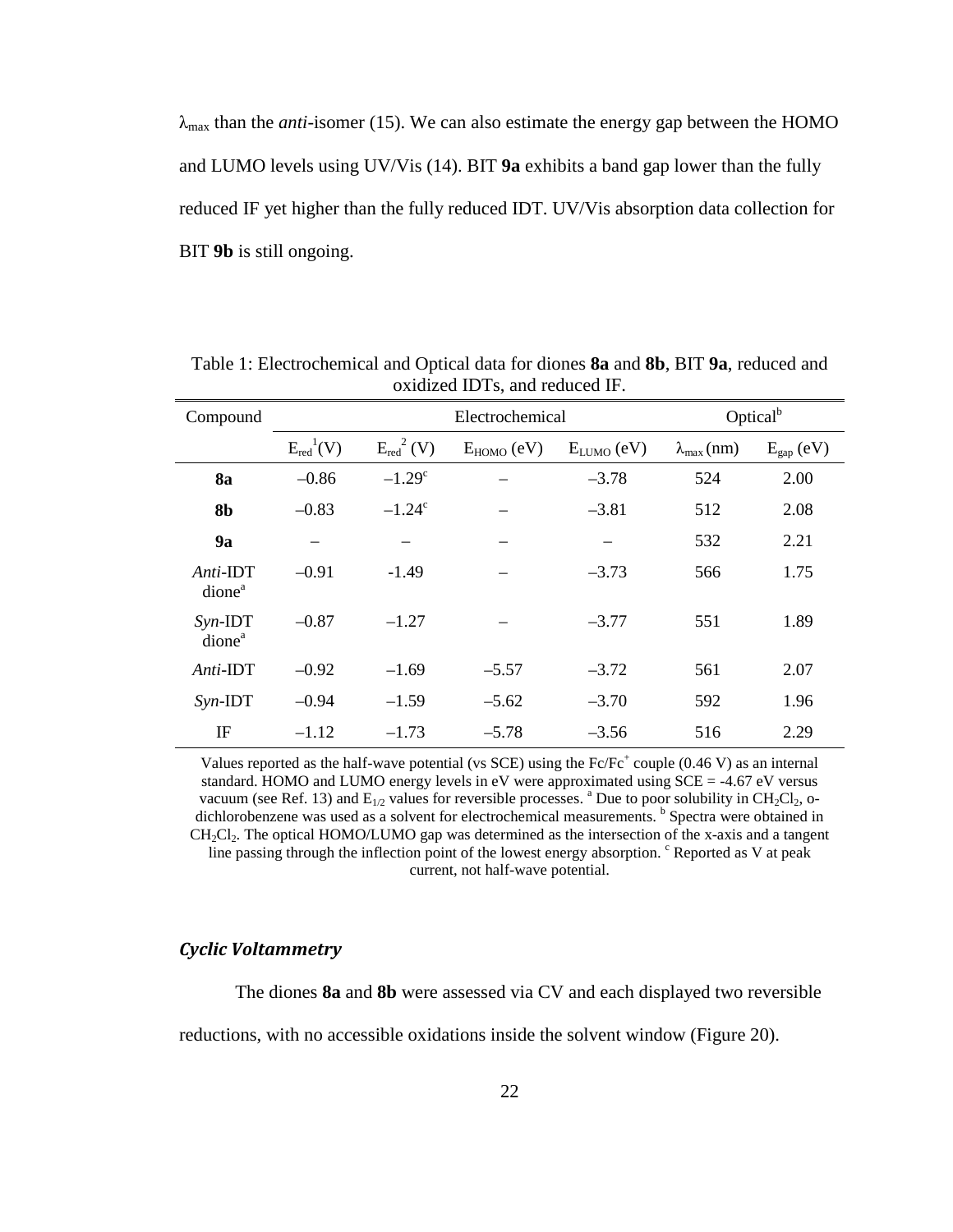$\lambda_{max}$ than the *anti*-isomer (15). We can also estimate the energy gap between the HOMO and LUMO levels using UV/Vis (14). BIT **9a** exhibits a band gap lower than the fully reduced IF yet higher than the fully reduced IDT. UV/Vis absorption data collection for BIT **9b** is still ongoing.

Table 1: Electrochemical and Optical data for diones **8a** and **8b**, BIT **9a**, reduced and oxidized IDTs, and reduced IF.

| Compound | Electrochemical | | | | Optical[b] | |
|---|---|---|---|---|---|---|
| | $E_{red}^{1}$(V) | $E_{red}^{2}$ (V) | $E_{HOMO}$ (eV) | $E_{LUMO}$ (eV) | $\lambda_{max}$ (nm) | $E_{gap}$ (eV) |
| **8a** | –0.86 | –1.29[c] | – | –3.78 | 524 | 2.00 |
| **8b** | –0.83 | –1.24[c] | – | –3.81 | 512 | 2.08 |
| **9a** | – | – | – | – | 532 | 2.21 |
| *Anti*-IDT dione[a] | –0.91 | -1.49 | – | –3.73 | 566 | 1.75 |
| *Syn*-IDT dione[a] | –0.87 | –1.27 | – | –3.77 | 551 | 1.89 |
| *Anti*-IDT | –0.92 | –1.69 | –5.57 | –3.72 | 561 | 2.07 |
| *Syn*-IDT | –0.94 | –1.59 | –5.62 | –3.70 | 592 | 1.96 |
| IF | –1.12 | –1.73 | –5.78 | –3.56 | 516 | 2.29 |

Values reported as the half-wave potential (vs SCE) using the $Fc/Fc^{+}$ couple (0.46 V) as an internal standard. HOMO and LUMO energy levels in eV were approximated using SCE = -4.67 eV versus vacuum (see Ref. 13) and $E_{1/2}$ values for reversible processes. [a] Due to poor solubility in $CH_2Cl_2$, o-dichlorobenzene was used as a solvent for electrochemical measurements. [b] Spectra were obtained in $CH_2Cl_2$. The optical HOMO/LUMO gap was determined as the intersection of the x-axis and a tangent line passing through the inflection point of the lowest energy absorption. [c] Reported as V at peak current, not half-wave potential.

### *Cyclic Voltammetry*

The diones **8a** and **8b** were assessed via CV and each displayed two reversible reductions, with no accessible oxidations inside the solvent window (Figure 20).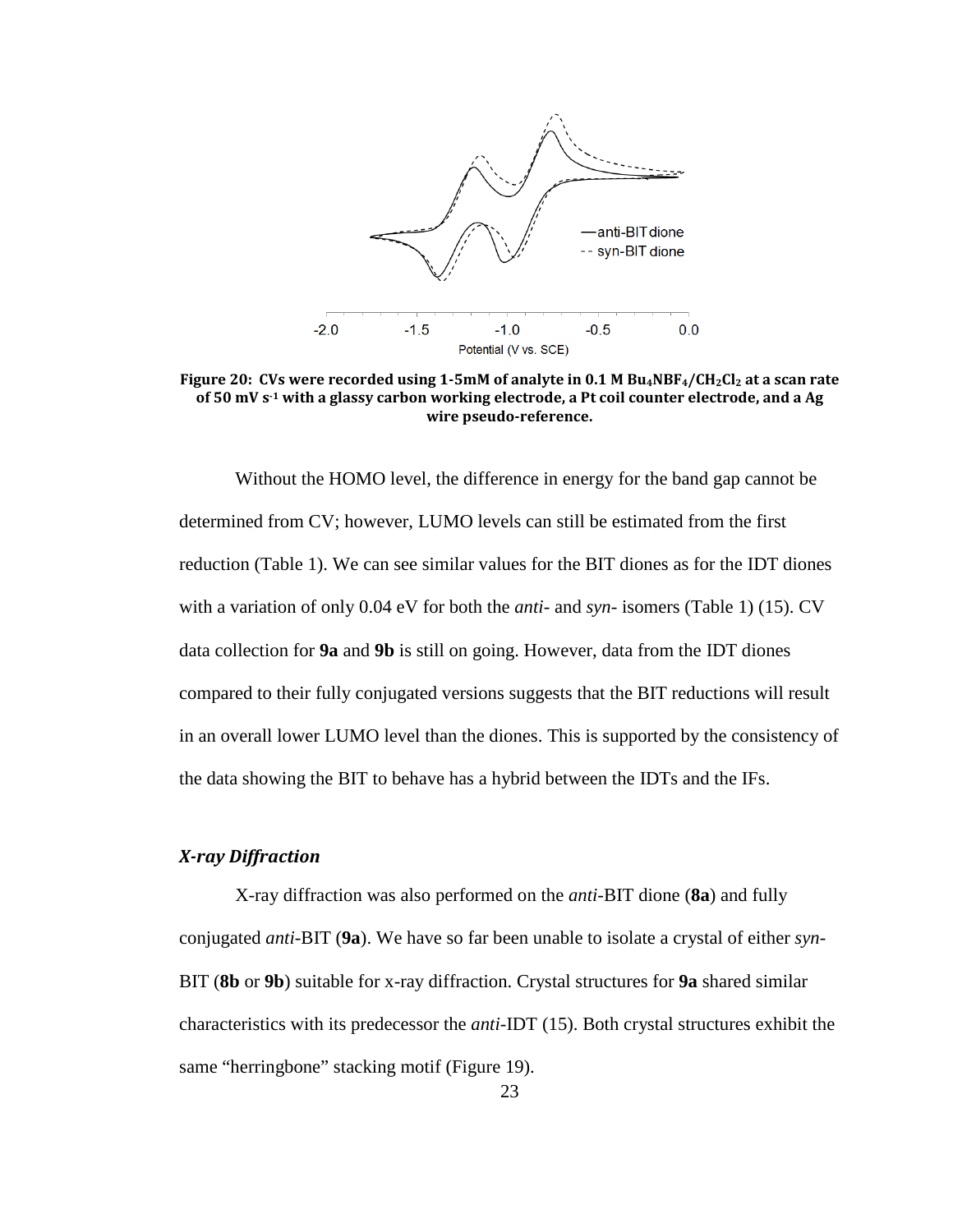**Figure 20: CVs were recorded using 1-5mM of analyte in 0.1 M $Bu_4NBF_4/CH_2Cl_2$ at a scan rate of 50 mV $s^{-1}$ with a glassy carbon working electrode, a Pt coil counter electrode, and a Ag wire pseudo-reference.**

Without the HOMO level, the difference in energy for the band gap cannot be determined from CV; however, LUMO levels can still be estimated from the first reduction (Table 1). We can see similar values for the BIT diones as for the IDT diones with a variation of only 0.04 eV for both the *anti*- and *syn*- isomers (Table 1) (15). CV data collection for **9a** and **9b** is still on going. However, data from the IDT diones compared to their fully conjugated versions suggests that the BIT reductions will result in an overall lower LUMO level than the diones. This is supported by the consistency of the data showing the BIT to behave has a hybrid between the IDTs and the IFs.

### *X-ray Diffraction*

X-ray diffraction was also performed on the *anti*-BIT dione (**8a**) and fully conjugated *anti*-BIT (**9a**). We have so far been unable to isolate a crystal of either *syn*-BIT (**8b** or **9b**) suitable for x-ray diffraction. Crystal structures for **9a** shared similar characteristics with its predecessor the *anti*-IDT (15). Both crystal structures exhibit the same "herringbone" stacking motif (Figure 19).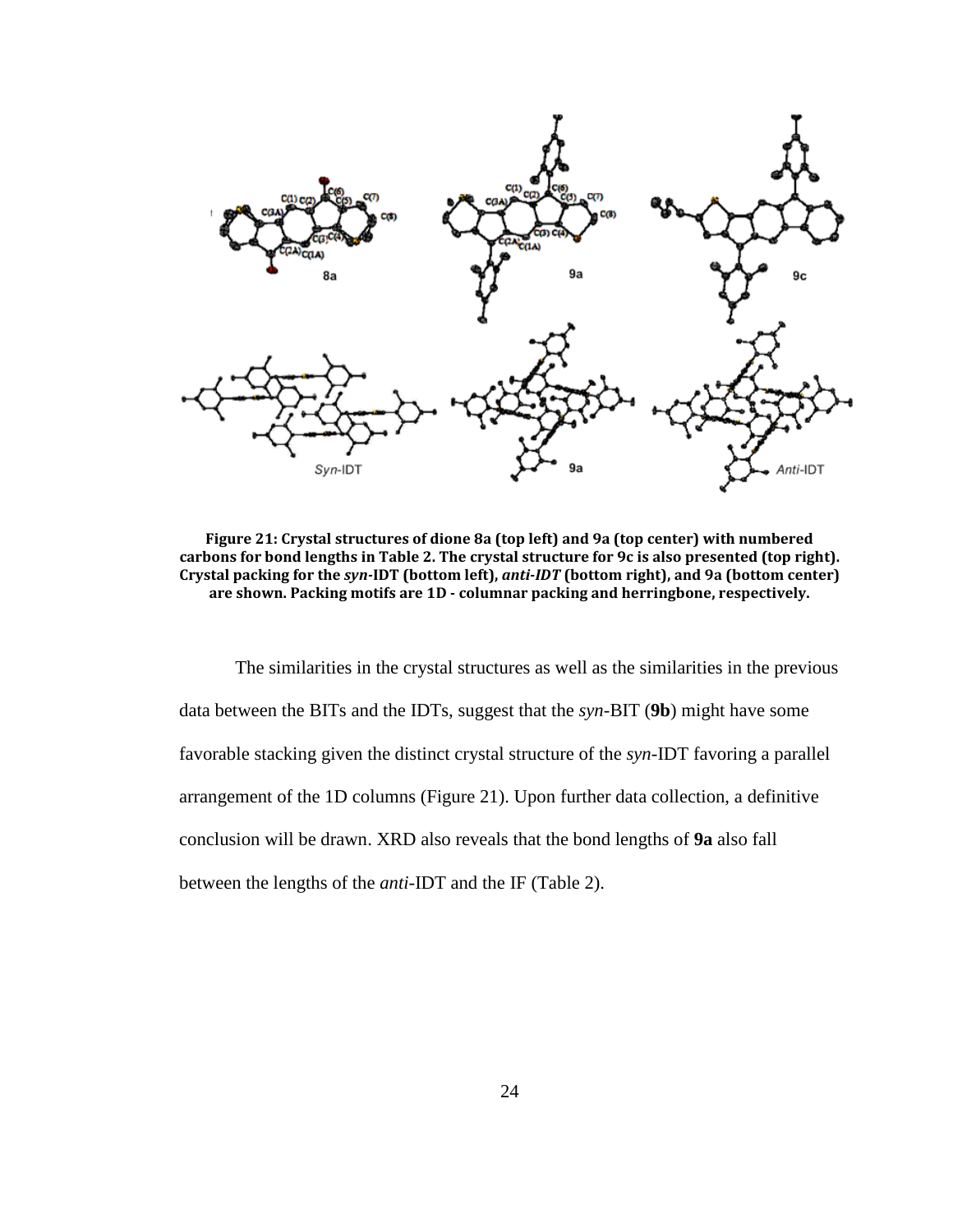**Figure 21: Crystal structures of dione 8a (top left) and 9a (top center) with numbered carbons for bond lengths in Table 2. The crystal structure for 9c is also presented (top right). Crystal packing for the *syn*-IDT (bottom left), *anti-IDT* (bottom right), and 9a (bottom center) are shown. Packing motifs are 1D - columnar packing and herringbone, respectively.**

The similarities in the crystal structures as well as the similarities in the previous data between the BITs and the IDTs, suggest that the *syn*-BIT (**9b**) might have some favorable stacking given the distinct crystal structure of the *syn*-IDT favoring a parallel arrangement of the 1D columns (Figure 21). Upon further data collection, a definitive conclusion will be drawn. XRD also reveals that the bond lengths of **9a** also fall between the lengths of the *anti*-IDT and the IF (Table 2).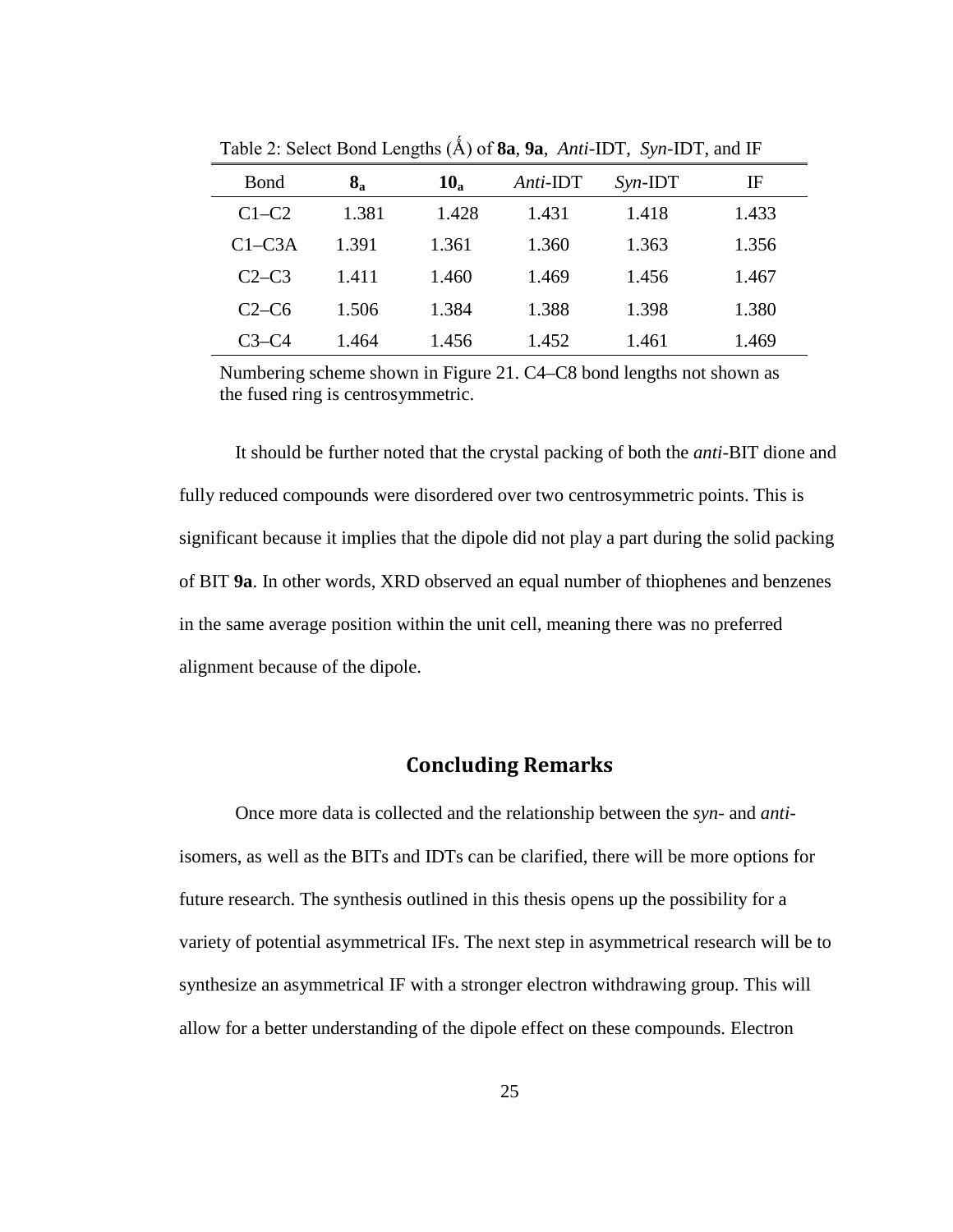Table 2: Select Bond Lengths (Ǻ) of **8a**, **9a**, *Anti*-IDT, *Syn*-IDT, and IF

| Bond | $\mathbf{8_a}$ | $\mathbf{10_a}$ | *Anti*-IDT | *Syn*-IDT | IF |
|---|---|---|---|---|---|
| C1–C2 | 1.381 | 1.428 | 1.431 | 1.418 | 1.433 |
| C1–C3A | 1.391 | 1.361 | 1.360 | 1.363 | 1.356 |
| C2–C3 | 1.411 | 1.460 | 1.469 | 1.456 | 1.467 |
| C2–C6 | 1.506 | 1.384 | 1.388 | 1.398 | 1.380 |
| C3–C4 | 1.464 | 1.456 | 1.452 | 1.461 | 1.469 |

Numbering scheme shown in Figure 21. C4–C8 bond lengths not shown as the fused ring is centrosymmetric.

It should be further noted that the crystal packing of both the *anti*-BIT dione and fully reduced compounds were disordered over two centrosymmetric points. This is significant because it implies that the dipole did not play a part during the solid packing of BIT **9a**. In other words, XRD observed an equal number of thiophenes and benzenes in the same average position within the unit cell, meaning there was no preferred alignment because of the dipole.

## Concluding Remarks

Once more data is collected and the relationship between the *syn*- and *anti*-isomers, as well as the BITs and IDTs can be clarified, there will be more options for future research. The synthesis outlined in this thesis opens up the possibility for a variety of potential asymmetrical IFs. The next step in asymmetrical research will be to synthesize an asymmetrical IF with a stronger electron withdrawing group. This will allow for a better understanding of the dipole effect on these compounds. Electron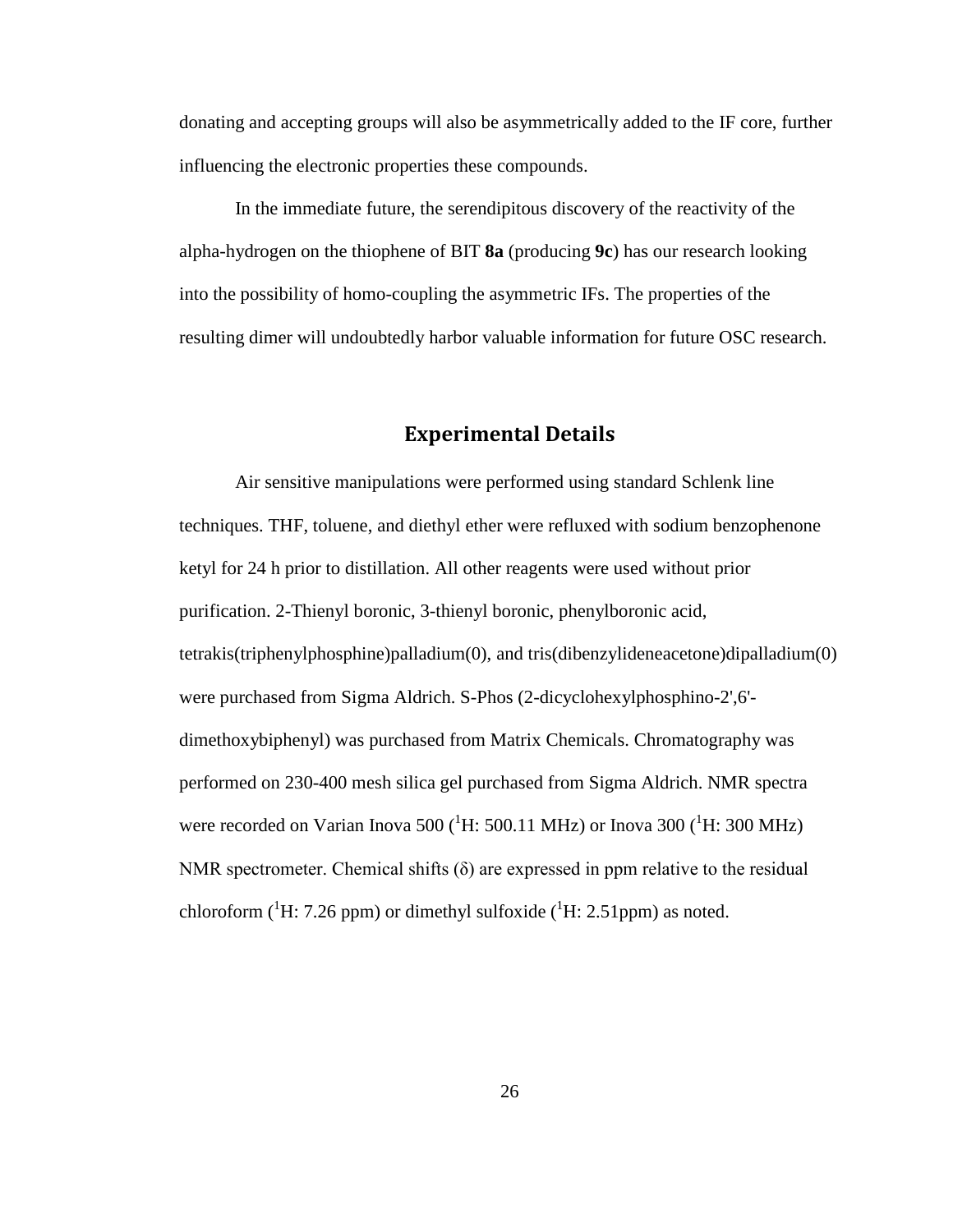donating and accepting groups will also be asymmetrically added to the IF core, further influencing the electronic properties these compounds.

In the immediate future, the serendipitous discovery of the reactivity of the alpha-hydrogen on the thiophene of BIT **8a** (producing **9c**) has our research looking into the possibility of homo-coupling the asymmetric IFs. The properties of the resulting dimer will undoubtedly harbor valuable information for future OSC research.

## Experimental Details

Air sensitive manipulations were performed using standard Schlenk line techniques. THF, toluene, and diethyl ether were refluxed with sodium benzophenone ketyl for 24 h prior to distillation. All other reagents were used without prior purification. 2-Thienyl boronic, 3-thienyl boronic, phenylboronic acid, tetrakis(triphenylphosphine)palladium(0), and tris(dibenzylideneacetone)dipalladium(0) were purchased from Sigma Aldrich. S-Phos (2-dicyclohexylphosphino-2',6'-dimethoxybiphenyl) was purchased from Matrix Chemicals. Chromatography was performed on 230-400 mesh silica gel purchased from Sigma Aldrich. NMR spectra were recorded on Varian Inova 500 ($^{1}$H: 500.11 MHz) or Inova 300 ($^{1}$H: 300 MHz) NMR spectrometer. Chemical shifts ($\delta$) are expressed in ppm relative to the residual chloroform ($^{1}$H: 7.26 ppm) or dimethyl sulfoxide ($^{1}$H: 2.51ppm) as noted.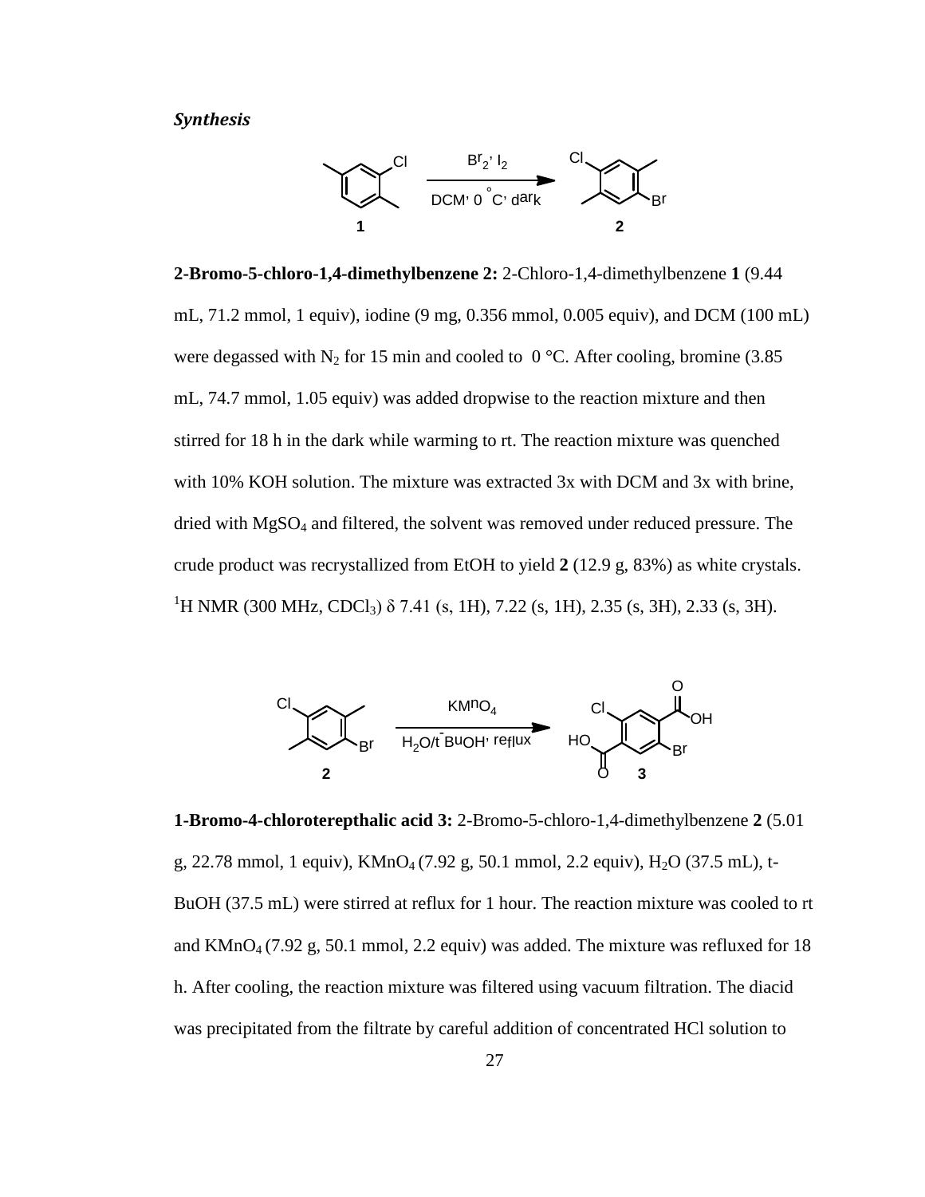***Synthesis***

**2-Bromo-5-chloro-1,4-dimethylbenzene 2:** 2-Chloro-1,4-dimethylbenzene **1** (9.44 mL, 71.2 mmol, 1 equiv), iodine (9 mg, 0.356 mmol, 0.005 equiv), and DCM (100 mL) were degassed with $N_2$ for 15 min and cooled to 0 °C. After cooling, bromine (3.85 mL, 74.7 mmol, 1.05 equiv) was added dropwise to the reaction mixture and then stirred for 18 h in the dark while warming to rt. The reaction mixture was quenched with 10% KOH solution. The mixture was extracted 3x with DCM and 3x with brine, dried with $MgSO_4$ and filtered, the solvent was removed under reduced pressure. The crude product was recrystallized from EtOH to yield **2** (12.9 g, 83%) as white crystals. $^1$H NMR (300 MHz, $CDCl_3$) δ 7.41 (s, 1H), 7.22 (s, 1H), 2.35 (s, 3H), 2.33 (s, 3H).

**1-Bromo-4-chloroterepthalic acid 3:** 2-Bromo-5-chloro-1,4-dimethylbenzene **2** (5.01 g, 22.78 mmol, 1 equiv), $KMnO_4$ (7.92 g, 50.1 mmol, 2.2 equiv), $H_2O$ (37.5 mL), t-BuOH (37.5 mL) were stirred at reflux for 1 hour. The reaction mixture was cooled to rt and $KMnO_4$ (7.92 g, 50.1 mmol, 2.2 equiv) was added. The mixture was refluxed for 18 h. After cooling, the reaction mixture was filtered using vacuum filtration. The diacid was precipitated from the filtrate by careful addition of concentrated HCl solution to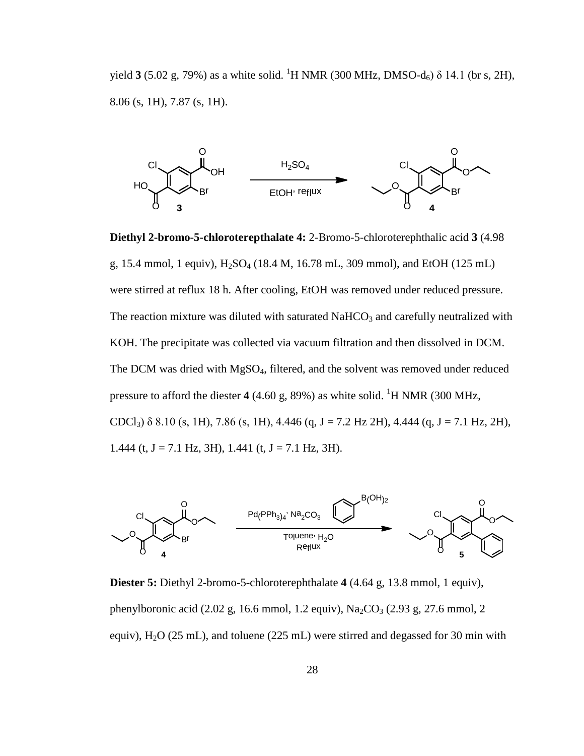yield **3** (5.02 g, 79%) as a white solid. $^{1}$H NMR (300 MHz, DMSO-d$_6$) δ 14.1 (br s, 2H), 8.06 (s, 1H), 7.87 (s, 1H).

**Diethyl 2-bromo-5-chloroterepthalate 4:** 2-Bromo-5-chloroterephthalic acid **3** (4.98 g, 15.4 mmol, 1 equiv), $H_2SO_4$ (18.4 M, 16.78 mL, 309 mmol), and EtOH (125 mL) were stirred at reflux 18 h. After cooling, EtOH was removed under reduced pressure. The reaction mixture was diluted with saturated $NaHCO_3$ and carefully neutralized with KOH. The precipitate was collected via vacuum filtration and then dissolved in DCM. The DCM was dried with $MgSO_4$, filtered, and the solvent was removed under reduced pressure to afford the diester **4** (4.60 g, 89%) as white solid. $^{1}$H NMR (300 MHz, $CDCl_3$) δ 8.10 (s, 1H), 7.86 (s, 1H), 4.446 (q, J = 7.2 Hz 2H), 4.444 (q, J = 7.1 Hz, 2H), 1.444 (t, J = 7.1 Hz, 3H), 1.441 (t, J = 7.1 Hz, 3H).

**Diester 5:** Diethyl 2-bromo-5-chloroterephthalate **4** (4.64 g, 13.8 mmol, 1 equiv), phenylboronic acid (2.02 g, 16.6 mmol, 1.2 equiv), $Na_2CO_3$ (2.93 g, 27.6 mmol, 2 equiv), $H_2O$ (25 mL), and toluene (225 mL) were stirred and degassed for 30 min with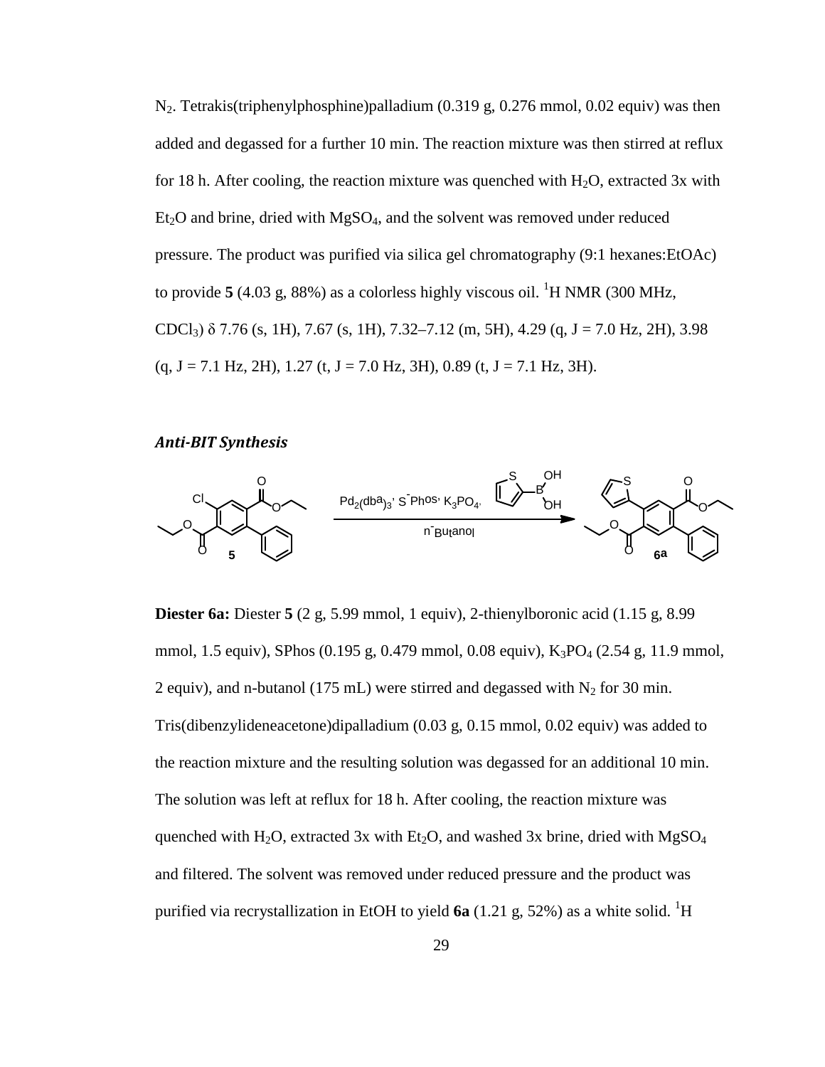$N_2$. Tetrakis(triphenylphosphine)palladium (0.319 g, 0.276 mmol, 0.02 equiv) was then added and degassed for a further 10 min. The reaction mixture was then stirred at reflux for 18 h. After cooling, the reaction mixture was quenched with $H_2O$, extracted 3x with $Et_2O$ and brine, dried with $MgSO_4$, and the solvent was removed under reduced pressure. The product was purified via silica gel chromatography (9:1 hexanes:EtOAc) to provide **5** (4.03 g, 88%) as a colorless highly viscous oil. $^1$H NMR (300 MHz, $CDCl_3$) δ 7.76 (s, 1H), 7.67 (s, 1H), 7.32–7.12 (m, 5H), 4.29 (q, J = 7.0 Hz, 2H), 3.98 (q, J = 7.1 Hz, 2H), 1.27 (t, J = 7.0 Hz, 3H), 0.89 (t, J = 7.1 Hz, 3H).

### *Anti-BIT Synthesis*

$Pd_2(dba)_3$, S-Phos, $K_3PO_4$, 2-thienylboronic acid, n-Butanol: **5** → **6a**

**Diester 6a:** Diester **5** (2 g, 5.99 mmol, 1 equiv), 2-thienylboronic acid (1.15 g, 8.99 mmol, 1.5 equiv), SPhos (0.195 g, 0.479 mmol, 0.08 equiv), $K_3PO_4$ (2.54 g, 11.9 mmol, 2 equiv), and n-butanol (175 mL) were stirred and degassed with $N_2$ for 30 min. Tris(dibenzylideneacetone)dipalladium (0.03 g, 0.15 mmol, 0.02 equiv) was added to the reaction mixture and the resulting solution was degassed for an additional 10 min. The solution was left at reflux for 18 h. After cooling, the reaction mixture was quenched with $H_2O$, extracted 3x with $Et_2O$, and washed 3x brine, dried with $MgSO_4$ and filtered. The solvent was removed under reduced pressure and the product was purified via recrystallization in EtOH to yield **6a** (1.21 g, 52%) as a white solid. $^1$H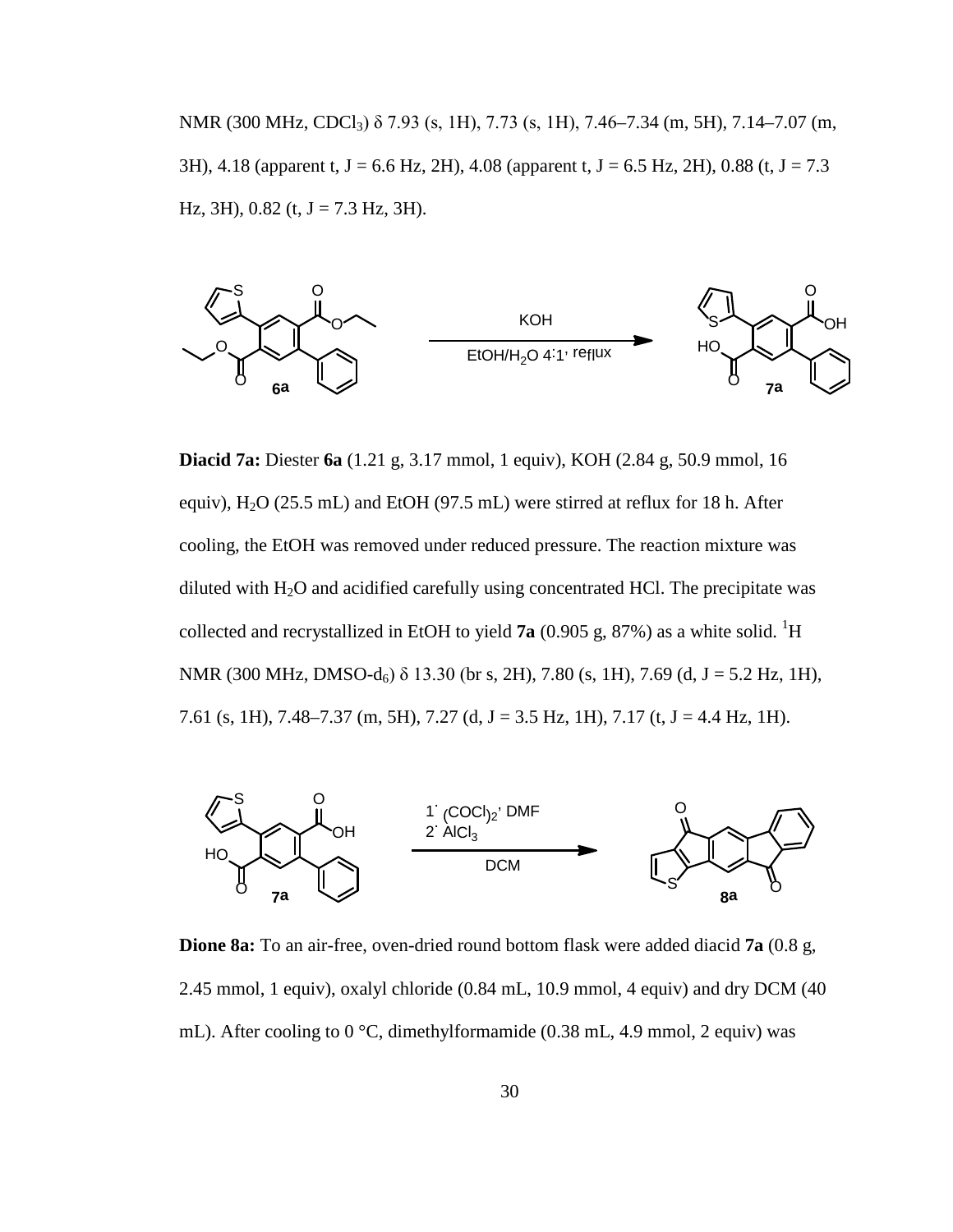NMR (300 MHz, $CDCl_3$) δ 7.93 (s, 1H), 7.73 (s, 1H), 7.46–7.34 (m, 5H), 7.14–7.07 (m, 3H), 4.18 (apparent t, J = 6.6 Hz, 2H), 4.08 (apparent t, J = 6.5 Hz, 2H), 0.88 (t, J = 7.3 Hz, 3H), 0.82 (t, J = 7.3 Hz, 3H).

**Diacid 7a:** Diester **6a** (1.21 g, 3.17 mmol, 1 equiv), KOH (2.84 g, 50.9 mmol, 16 equiv), $H_2O$ (25.5 mL) and EtOH (97.5 mL) were stirred at reflux for 18 h. After cooling, the EtOH was removed under reduced pressure. The reaction mixture was diluted with $H_2O$ and acidified carefully using concentrated HCl. The precipitate was collected and recrystallized in EtOH to yield **7a** (0.905 g, 87%) as a white solid. $^1$H NMR (300 MHz, DMSO-$d_6$) δ 13.30 (br s, 2H), 7.80 (s, 1H), 7.69 (d, J = 5.2 Hz, 1H), 7.61 (s, 1H), 7.48–7.37 (m, 5H), 7.27 (d, J = 3.5 Hz, 1H), 7.17 (t, J = 4.4 Hz, 1H).

**Dione 8a:** To an air-free, oven-dried round bottom flask were added diacid **7a** (0.8 g, 2.45 mmol, 1 equiv), oxalyl chloride (0.84 mL, 10.9 mmol, 4 equiv) and dry DCM (40 mL). After cooling to 0 °C, dimethylformamide (0.38 mL, 4.9 mmol, 2 equiv) was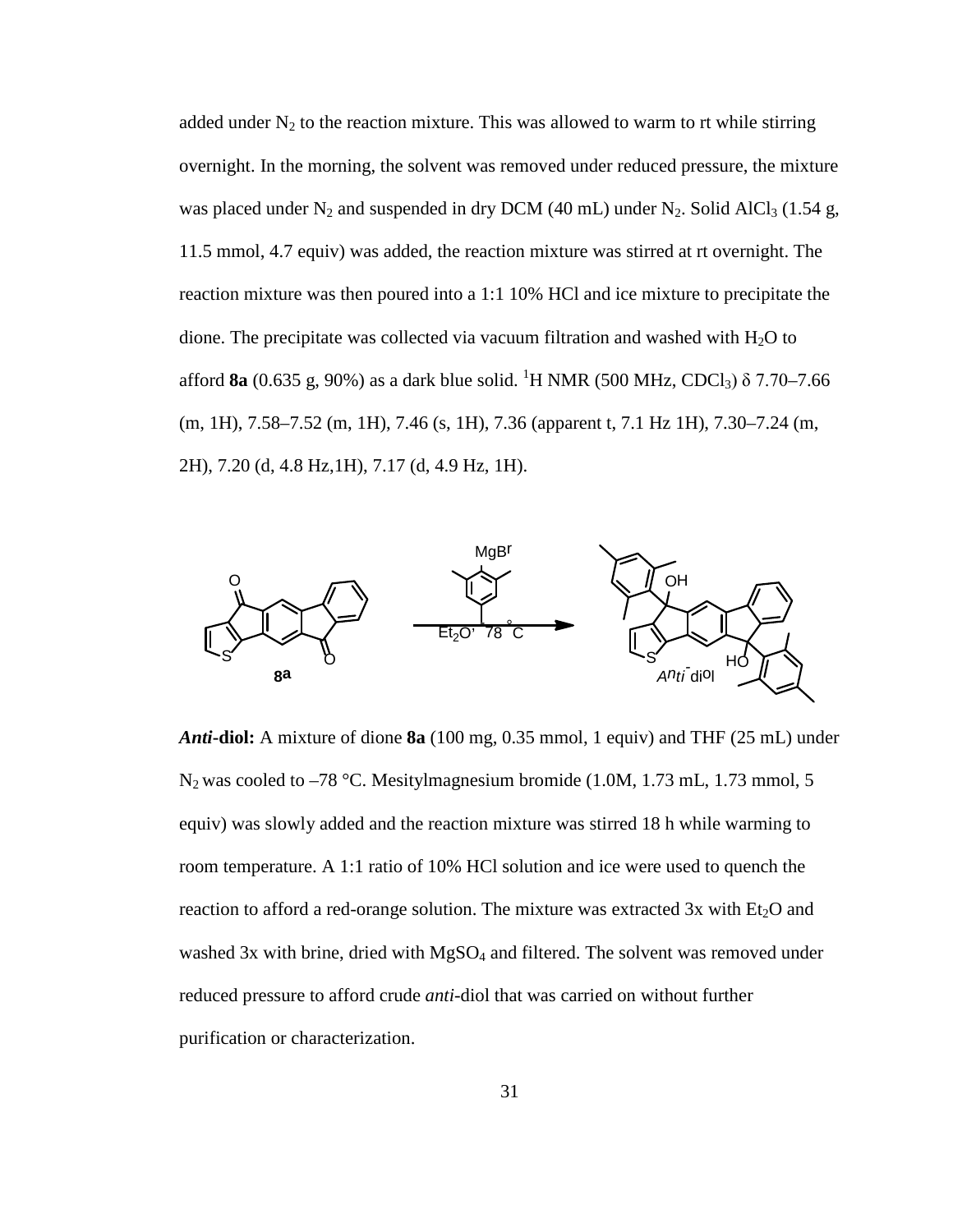added under $N_2$ to the reaction mixture. This was allowed to warm to rt while stirring overnight. In the morning, the solvent was removed under reduced pressure, the mixture was placed under $N_2$ and suspended in dry DCM (40 mL) under $N_2$. Solid $AlCl_3$ (1.54 g, 11.5 mmol, 4.7 equiv) was added, the reaction mixture was stirred at rt overnight. The reaction mixture was then poured into a 1:1 10% HCl and ice mixture to precipitate the dione. The precipitate was collected via vacuum filtration and washed with $H_2O$ to afford **8a** (0.635 g, 90%) as a dark blue solid. $^1$H NMR (500 MHz, $CDCl_3$) δ 7.70–7.66 (m, 1H), 7.58–7.52 (m, 1H), 7.46 (s, 1H), 7.36 (apparent t, 7.1 Hz 1H), 7.30–7.24 (m, 2H), 7.20 (d, 4.8 Hz,1H), 7.17 (d, 4.9 Hz, 1H).

8a → (MesMgBr, $Et_2O$, –78 °C) → *Anti*-diol

***Anti*-diol:** A mixture of dione **8a** (100 mg, 0.35 mmol, 1 equiv) and THF (25 mL) under $N_2$ was cooled to –78 °C. Mesitylmagnesium bromide (1.0M, 1.73 mL, 1.73 mmol, 5 equiv) was slowly added and the reaction mixture was stirred 18 h while warming to room temperature. A 1:1 ratio of 10% HCl solution and ice were used to quench the reaction to afford a red-orange solution. The mixture was extracted 3x with $Et_2O$ and washed 3x with brine, dried with $MgSO_4$ and filtered. The solvent was removed under reduced pressure to afford crude *anti*-diol that was carried on without further purification or characterization.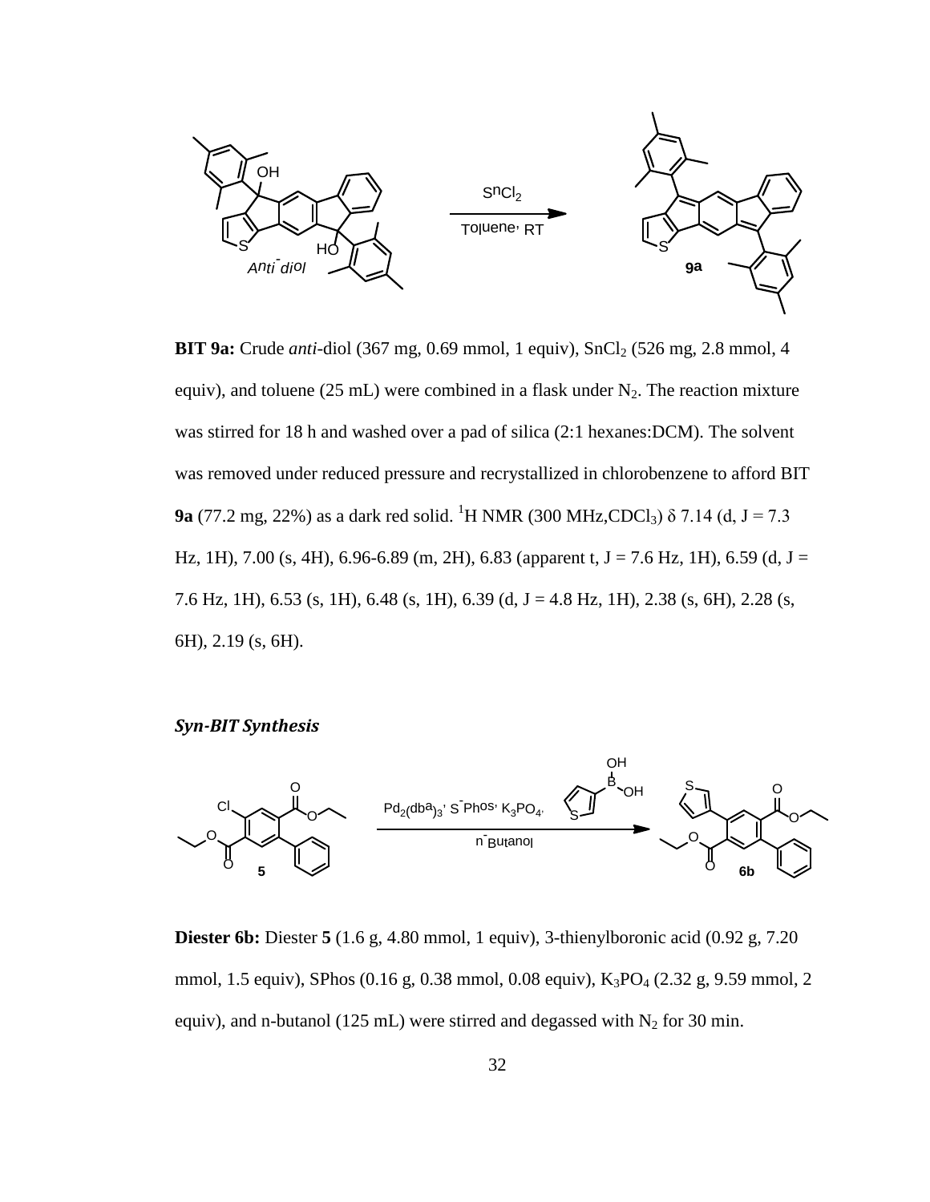**BIT 9a:** Crude *anti*-diol (367 mg, 0.69 mmol, 1 equiv), $SnCl_2$ (526 mg, 2.8 mmol, 4 equiv), and toluene (25 mL) were combined in a flask under $N_2$. The reaction mixture was stirred for 18 h and washed over a pad of silica (2:1 hexanes:DCM). The solvent was removed under reduced pressure and recrystallized in chlorobenzene to afford BIT **9a** (77.2 mg, 22%) as a dark red solid. $^1$H NMR (300 MHz,$CDCl_3$) $\delta$ 7.14 (d, J = 7.3 Hz, 1H), 7.00 (s, 4H), 6.96-6.89 (m, 2H), 6.83 (apparent t, J = 7.6 Hz, 1H), 6.59 (d, J = 7.6 Hz, 1H), 6.53 (s, 1H), 6.48 (s, 1H), 6.39 (d, J = 4.8 Hz, 1H), 2.38 (s, 6H), 2.28 (s, 6H), 2.19 (s, 6H).

***Syn-BIT Synthesis***

**Diester 6b:** Diester **5** (1.6 g, 4.80 mmol, 1 equiv), 3-thienylboronic acid (0.92 g, 7.20 mmol, 1.5 equiv), SPhos (0.16 g, 0.38 mmol, 0.08 equiv), $K_3PO_4$ (2.32 g, 9.59 mmol, 2 equiv), and n-butanol (125 mL) were stirred and degassed with $N_2$ for 30 min.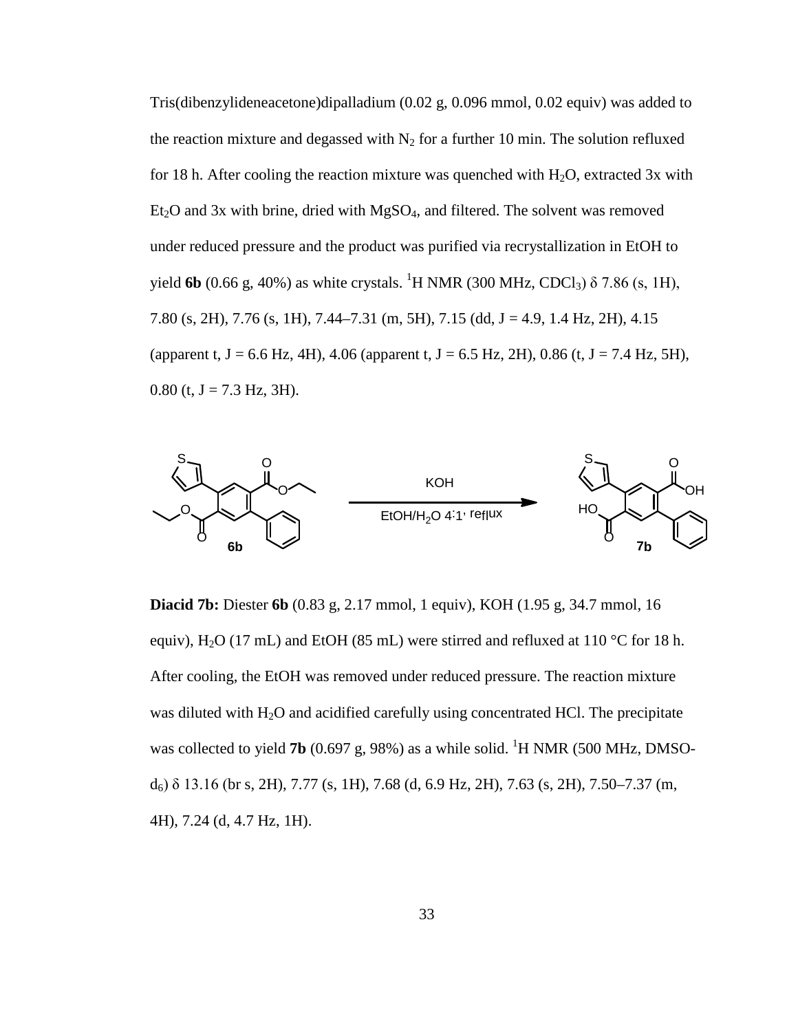Tris(dibenzylideneacetone)dipalladium (0.02 g, 0.096 mmol, 0.02 equiv) was added to the reaction mixture and degassed with $N_2$ for a further 10 min. The solution refluxed for 18 h. After cooling the reaction mixture was quenched with $H_2O$, extracted 3x with $Et_2O$ and 3x with brine, dried with $MgSO_4$, and filtered. The solvent was removed under reduced pressure and the product was purified via recrystallization in EtOH to yield **6b** (0.66 g, 40%) as white crystals. $^1$H NMR (300 MHz, $CDCl_3$) δ 7.86 (s, 1H), 7.80 (s, 2H), 7.76 (s, 1H), 7.44–7.31 (m, 5H), 7.15 (dd, J = 4.9, 1.4 Hz, 2H), 4.15 (apparent t, J = 6.6 Hz, 4H), 4.06 (apparent t, J = 6.5 Hz, 2H), 0.86 (t, J = 7.4 Hz, 5H), 0.80 (t, J = 7.3 Hz, 3H).

6b → 7b (KOH, EtOH/$H_2O$ 4:1, reflux)

**Diacid 7b:** Diester **6b** (0.83 g, 2.17 mmol, 1 equiv), KOH (1.95 g, 34.7 mmol, 16 equiv), $H_2O$ (17 mL) and EtOH (85 mL) were stirred and refluxed at 110 °C for 18 h. After cooling, the EtOH was removed under reduced pressure. The reaction mixture was diluted with $H_2O$ and acidified carefully using concentrated HCl. The precipitate was collected to yield **7b** (0.697 g, 98%) as a while solid. $^1$H NMR (500 MHz, DMSO-$d_6$) δ 13.16 (br s, 2H), 7.77 (s, 1H), 7.68 (d, 6.9 Hz, 2H), 7.63 (s, 2H), 7.50–7.37 (m, 4H), 7.24 (d, 4.7 Hz, 1H).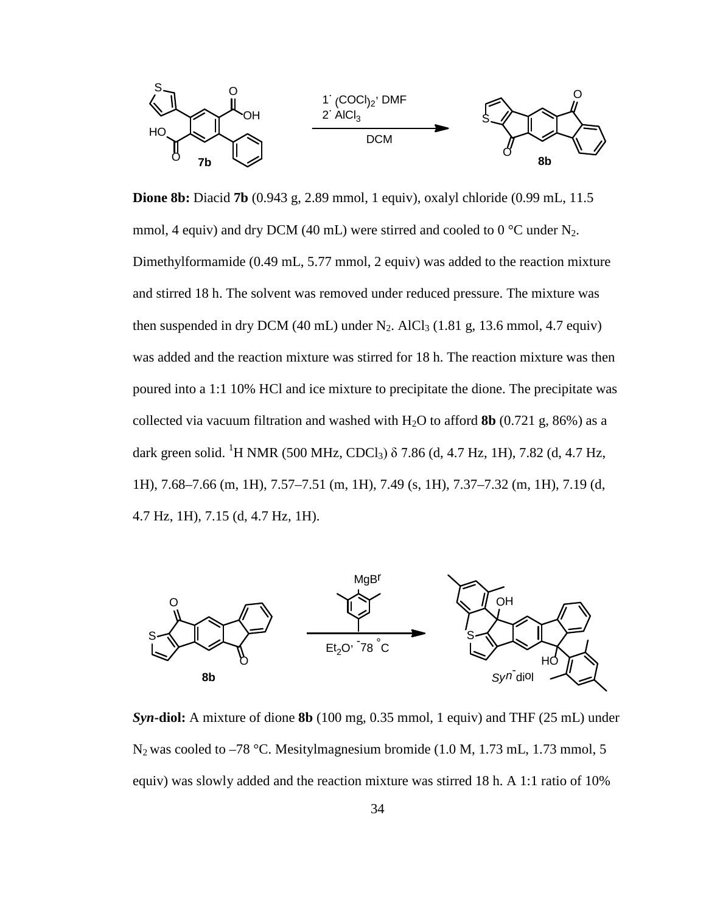**Dione 8b:** Diacid **7b** (0.943 g, 2.89 mmol, 1 equiv), oxalyl chloride (0.99 mL, 11.5 mmol, 4 equiv) and dry DCM (40 mL) were stirred and cooled to 0 °C under $N_2$. Dimethylformamide (0.49 mL, 5.77 mmol, 2 equiv) was added to the reaction mixture and stirred 18 h. The solvent was removed under reduced pressure. The mixture was then suspended in dry DCM (40 mL) under $N_2$. $AlCl_3$ (1.81 g, 13.6 mmol, 4.7 equiv) was added and the reaction mixture was stirred for 18 h. The reaction mixture was then poured into a 1:1 10% HCl and ice mixture to precipitate the dione. The precipitate was collected via vacuum filtration and washed with $H_2O$ to afford **8b** (0.721 g, 86%) as a dark green solid. $^1$H NMR (500 MHz, $CDCl_3$) δ 7.86 (d, 4.7 Hz, 1H), 7.82 (d, 4.7 Hz, 1H), 7.68–7.66 (m, 1H), 7.57–7.51 (m, 1H), 7.49 (s, 1H), 7.37–7.32 (m, 1H), 7.19 (d, 4.7 Hz, 1H), 7.15 (d, 4.7 Hz, 1H).

***Syn*-diol:** A mixture of dione **8b** (100 mg, 0.35 mmol, 1 equiv) and THF (25 mL) under $N_2$ was cooled to –78 °C. Mesitylmagnesium bromide (1.0 M, 1.73 mL, 1.73 mmol, 5 equiv) was slowly added and the reaction mixture was stirred 18 h. A 1:1 ratio of 10%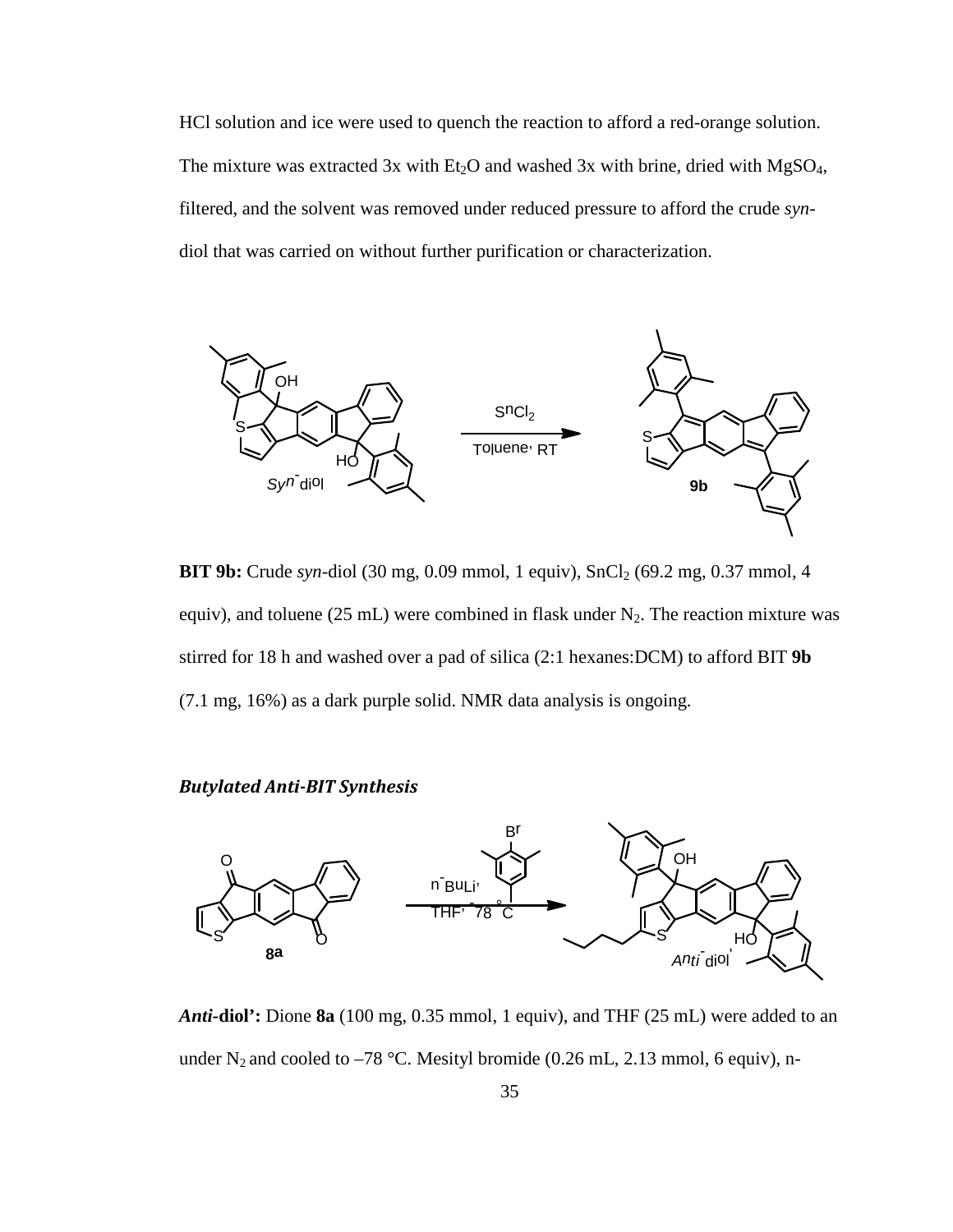HCl solution and ice were used to quench the reaction to afford a red-orange solution. The mixture was extracted 3x with $Et_2O$ and washed 3x with brine, dried with $MgSO_4$, filtered, and the solvent was removed under reduced pressure to afford the crude *syn*-diol that was carried on without further purification or characterization.

**BIT 9b:** Crude *syn*-diol (30 mg, 0.09 mmol, 1 equiv), $SnCl_2$ (69.2 mg, 0.37 mmol, 4 equiv), and toluene (25 mL) were combined in flask under $N_2$. The reaction mixture was stirred for 18 h and washed over a pad of silica (2:1 hexanes:DCM) to afford BIT **9b** (7.1 mg, 16%) as a dark purple solid. NMR data analysis is ongoing.

### *Butylated Anti-BIT Synthesis*

***Anti*-diol':** Dione **8a** (100 mg, 0.35 mmol, 1 equiv), and THF (25 mL) were added to an under $N_2$ and cooled to –78 °C. Mesityl bromide (0.26 mL, 2.13 mmol, 6 equiv), n-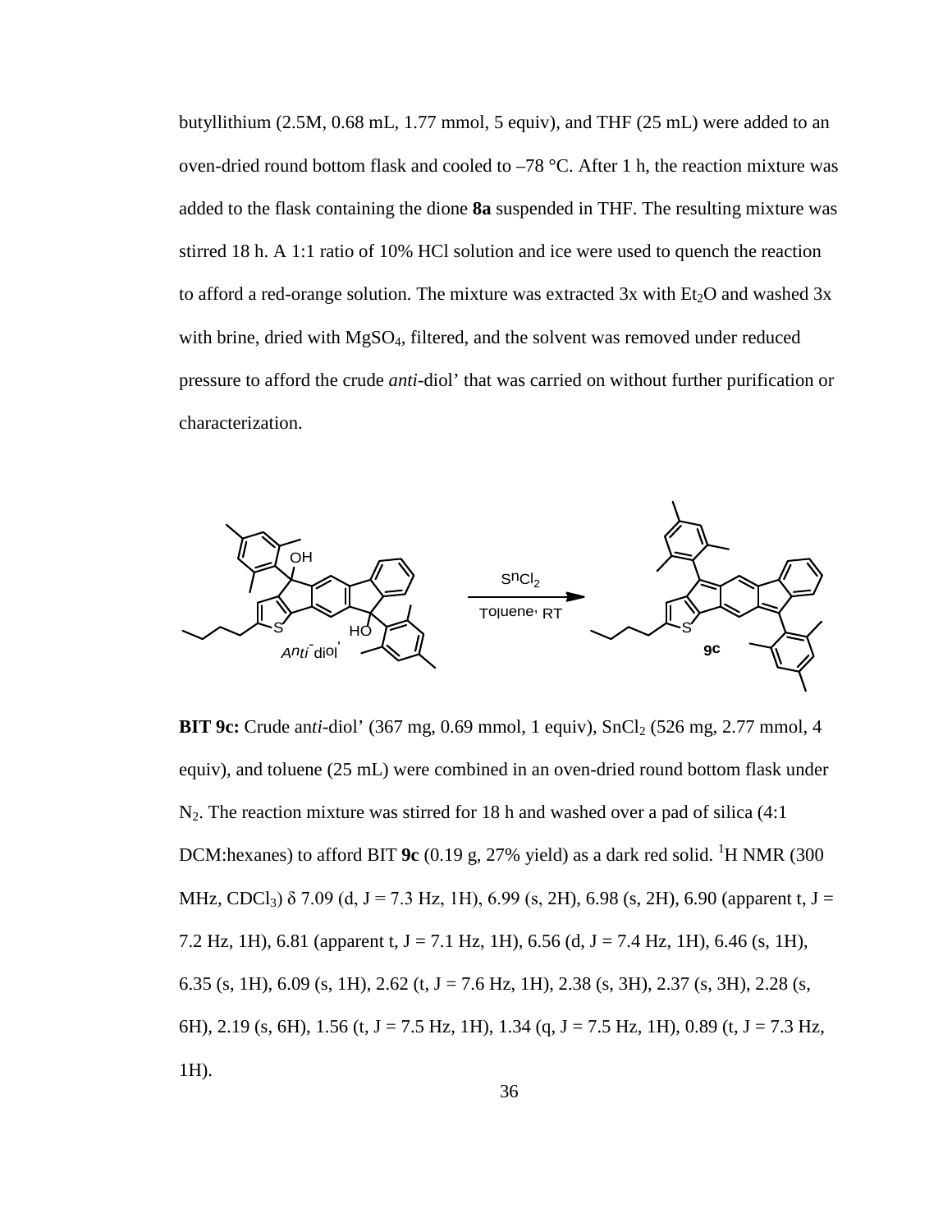butyllithium (2.5M, 0.68 mL, 1.77 mmol, 5 equiv), and THF (25 mL) were added to an oven-dried round bottom flask and cooled to –78 °C. After 1 h, the reaction mixture was added to the flask containing the dione **8a** suspended in THF. The resulting mixture was stirred 18 h. A 1:1 ratio of 10% HCl solution and ice were used to quench the reaction to afford a red-orange solution. The mixture was extracted 3x with $Et_2O$ and washed 3x with brine, dried with $MgSO_4$, filtered, and the solvent was removed under reduced pressure to afford the crude *anti*-diol’ that was carried on without further purification or characterization.

**BIT 9c:** Crude an*ti*-diol’ (367 mg, 0.69 mmol, 1 equiv), $SnCl_2$ (526 mg, 2.77 mmol, 4 equiv), and toluene (25 mL) were combined in an oven-dried round bottom flask under $N_2$. The reaction mixture was stirred for 18 h and washed over a pad of silica (4:1 DCM:hexanes) to afford BIT **9c** (0.19 g, 27% yield) as a dark red solid. $^1$H NMR (300 MHz, $CDCl_3$) δ 7.09 (d, J = 7.3 Hz, 1H), 6.99 (s, 2H), 6.98 (s, 2H), 6.90 (apparent t, J = 7.2 Hz, 1H), 6.81 (apparent t, J = 7.1 Hz, 1H), 6.56 (d, J = 7.4 Hz, 1H), 6.46 (s, 1H), 6.35 (s, 1H), 6.09 (s, 1H), 2.62 (t, J = 7.6 Hz, 1H), 2.38 (s, 3H), 2.37 (s, 3H), 2.28 (s, 6H), 2.19 (s, 6H), 1.56 (t, J = 7.5 Hz, 1H), 1.34 (q, J = 7.5 Hz, 1H), 0.89 (t, J = 7.3 Hz, 1H).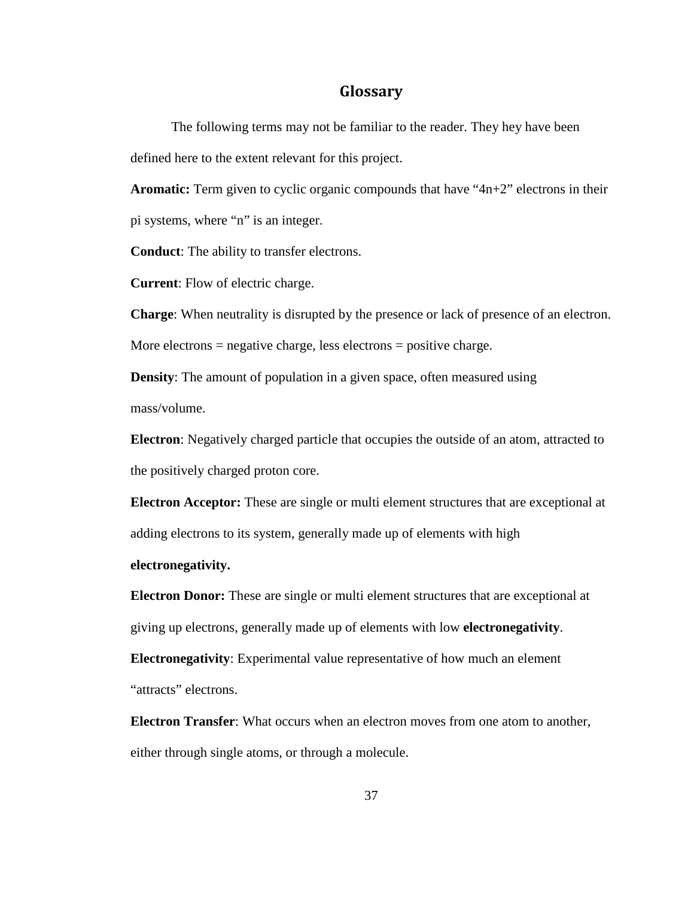# Glossary

The following terms may not be familiar to the reader. They hey have been defined here to the extent relevant for this project.

**Aromatic:** Term given to cyclic organic compounds that have "4n+2" electrons in their pi systems, where "n" is an integer.

**Conduct**: The ability to transfer electrons.

**Current**: Flow of electric charge.

**Charge**: When neutrality is disrupted by the presence or lack of presence of an electron. More electrons = negative charge, less electrons = positive charge.

**Density**: The amount of population in a given space, often measured using mass/volume.

**Electron**: Negatively charged particle that occupies the outside of an atom, attracted to the positively charged proton core.

**Electron Acceptor:** These are single or multi element structures that are exceptional at adding electrons to its system, generally made up of elements with high **electronegativity.**

**Electron Donor:** These are single or multi element structures that are exceptional at giving up electrons, generally made up of elements with low **electronegativity**.

**Electronegativity**: Experimental value representative of how much an element "attracts" electrons.

**Electron Transfer**: What occurs when an electron moves from one atom to another, either through single atoms, or through a molecule.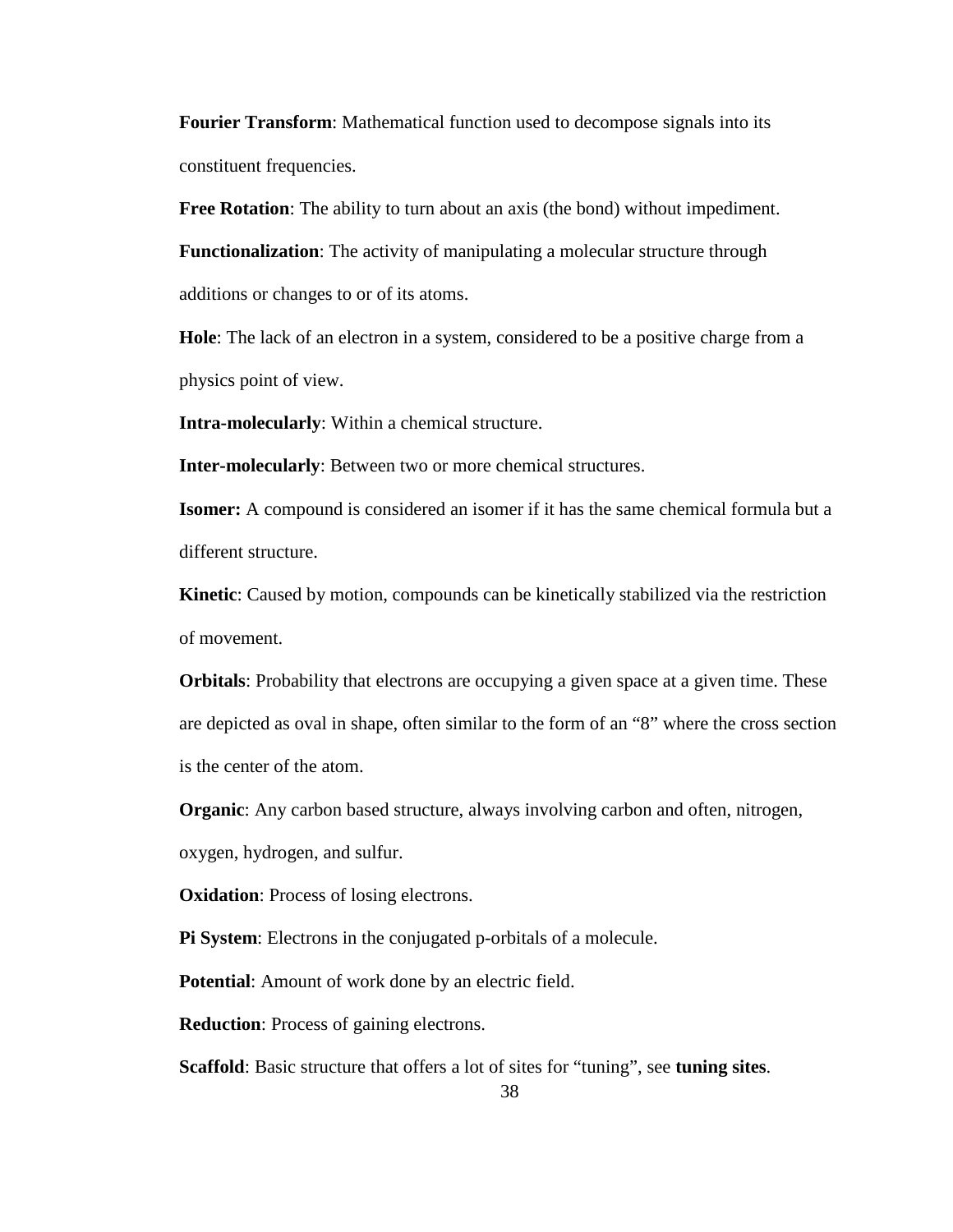**Fourier Transform**: Mathematical function used to decompose signals into its constituent frequencies.

**Free Rotation**: The ability to turn about an axis (the bond) without impediment.

**Functionalization**: The activity of manipulating a molecular structure through additions or changes to or of its atoms.

**Hole**: The lack of an electron in a system, considered to be a positive charge from a physics point of view.

**Intra-molecularly**: Within a chemical structure.

**Inter-molecularly**: Between two or more chemical structures.

**Isomer:** A compound is considered an isomer if it has the same chemical formula but a different structure.

**Kinetic**: Caused by motion, compounds can be kinetically stabilized via the restriction of movement.

**Orbitals**: Probability that electrons are occupying a given space at a given time. These are depicted as oval in shape, often similar to the form of an "8" where the cross section is the center of the atom.

**Organic**: Any carbon based structure, always involving carbon and often, nitrogen, oxygen, hydrogen, and sulfur.

**Oxidation**: Process of losing electrons.

**Pi System**: Electrons in the conjugated p-orbitals of a molecule.

**Potential**: Amount of work done by an electric field.

**Reduction**: Process of gaining electrons.

**Scaffold**: Basic structure that offers a lot of sites for "tuning", see **tuning sites**.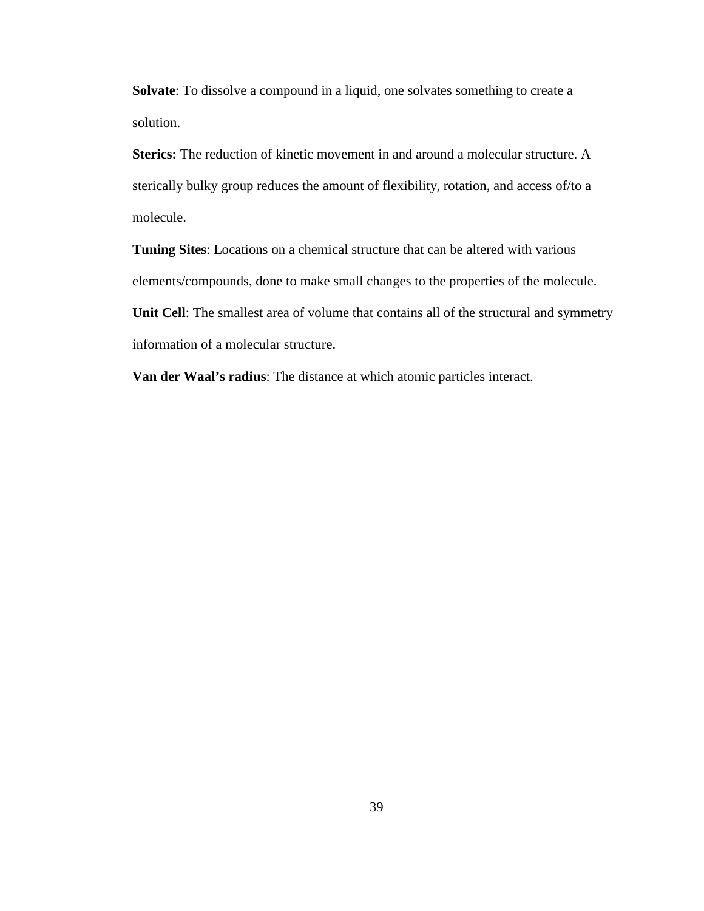**Solvate**: To dissolve a compound in a liquid, one solvates something to create a solution.

**Sterics:** The reduction of kinetic movement in and around a molecular structure. A sterically bulky group reduces the amount of flexibility, rotation, and access of/to a molecule.

**Tuning Sites**: Locations on a chemical structure that can be altered with various elements/compounds, done to make small changes to the properties of the molecule.

**Unit Cell**: The smallest area of volume that contains all of the structural and symmetry information of a molecular structure.

**Van der Waal's radius**: The distance at which atomic particles interact.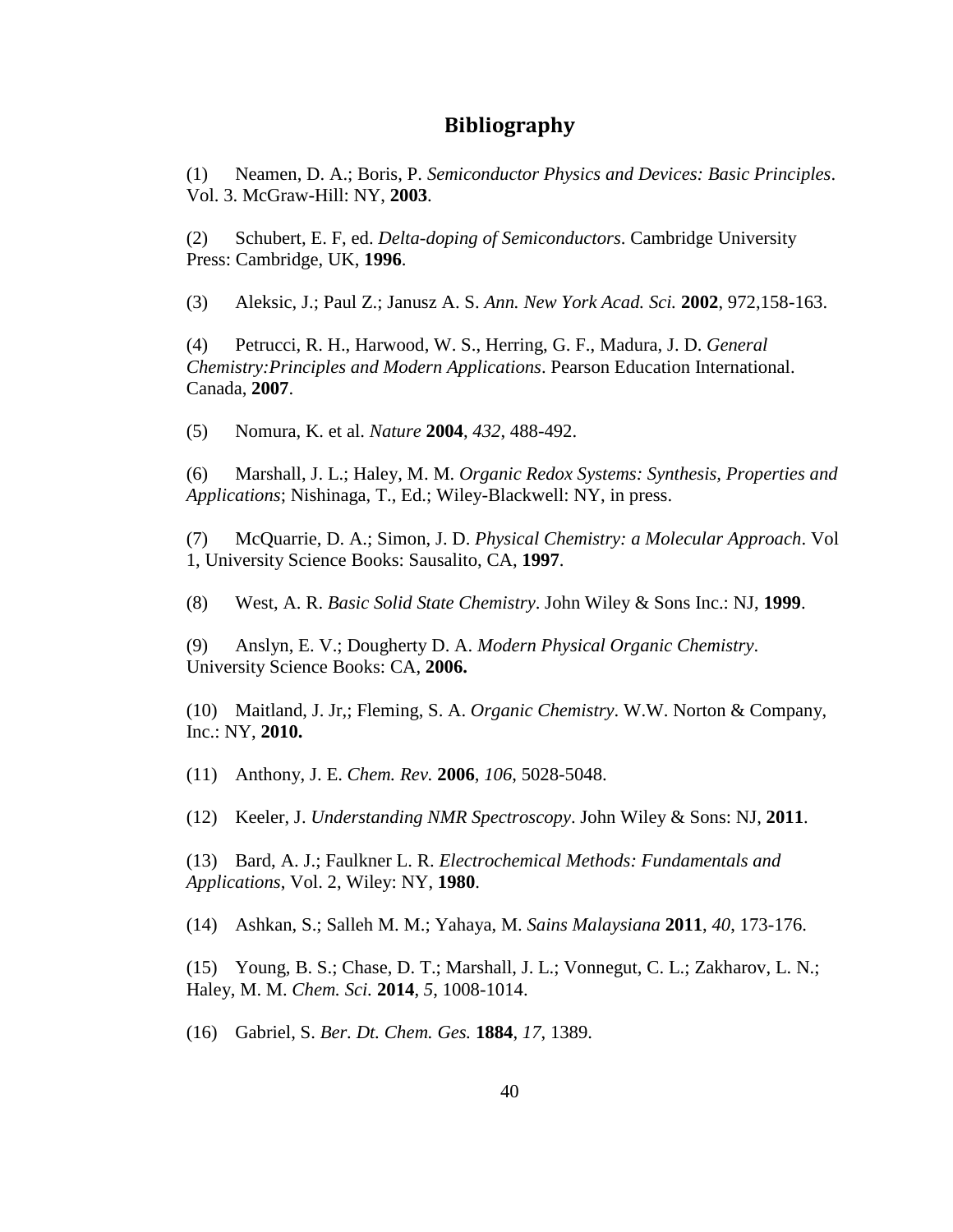# Bibliography

(1) Neamen, D. A.; Boris, P. *Semiconductor Physics and Devices: Basic Principles*. Vol. 3. McGraw-Hill: NY, **2003**.

(2) Schubert, E. F, ed. *Delta-doping of Semiconductors*. Cambridge University Press: Cambridge, UK, **1996**.

(3) Aleksic, J.; Paul Z.; Janusz A. S. *Ann. New York Acad. Sci.* **2002**, 972,158-163.

(4) Petrucci, R. H., Harwood, W. S., Herring, G. F., Madura, J. D. *General Chemistry:Principles and Modern Applications*. Pearson Education International. Canada, **2007**.

(5) Nomura, K. et al. *Nature* **2004**, *432*, 488-492.

(6) Marshall, J. L.; Haley, M. M. *Organic Redox Systems: Synthesis, Properties and Applications*; Nishinaga, T., Ed.; Wiley-Blackwell: NY, in press.

(7) McQuarrie, D. A.; Simon, J. D. *Physical Chemistry: a Molecular Approach*. Vol 1, University Science Books: Sausalito, CA, **1997**.

(8) West, A. R. *Basic Solid State Chemistry*. John Wiley & Sons Inc.: NJ, **1999**.

(9) Anslyn, E. V.; Dougherty D. A. *Modern Physical Organic Chemistry*. University Science Books: CA, **2006.**

(10) Maitland, J. Jr,; Fleming, S. A. *Organic Chemistry*. W.W. Norton & Company, Inc.: NY, **2010.**

(11) Anthony, J. E. *Chem. Rev.* **2006**, *106*, 5028-5048.

(12) Keeler, J. *Understanding NMR Spectroscopy*. John Wiley & Sons: NJ, **2011**.

(13) Bard, A. J.; Faulkner L. R. *Electrochemical Methods: Fundamentals and Applications*, Vol. 2, Wiley: NY, **1980**.

(14) Ashkan, S.; Salleh M. M.; Yahaya, M. *Sains Malaysiana* **2011**, *40*, 173-176.

(15) Young, B. S.; Chase, D. T.; Marshall, J. L.; Vonnegut, C. L.; Zakharov, L. N.; Haley, M. M. *Chem. Sci.* **2014**, *5*, 1008-1014.

(16) Gabriel, S. *Ber. Dt. Chem. Ges.* **1884**, *17*, 1389.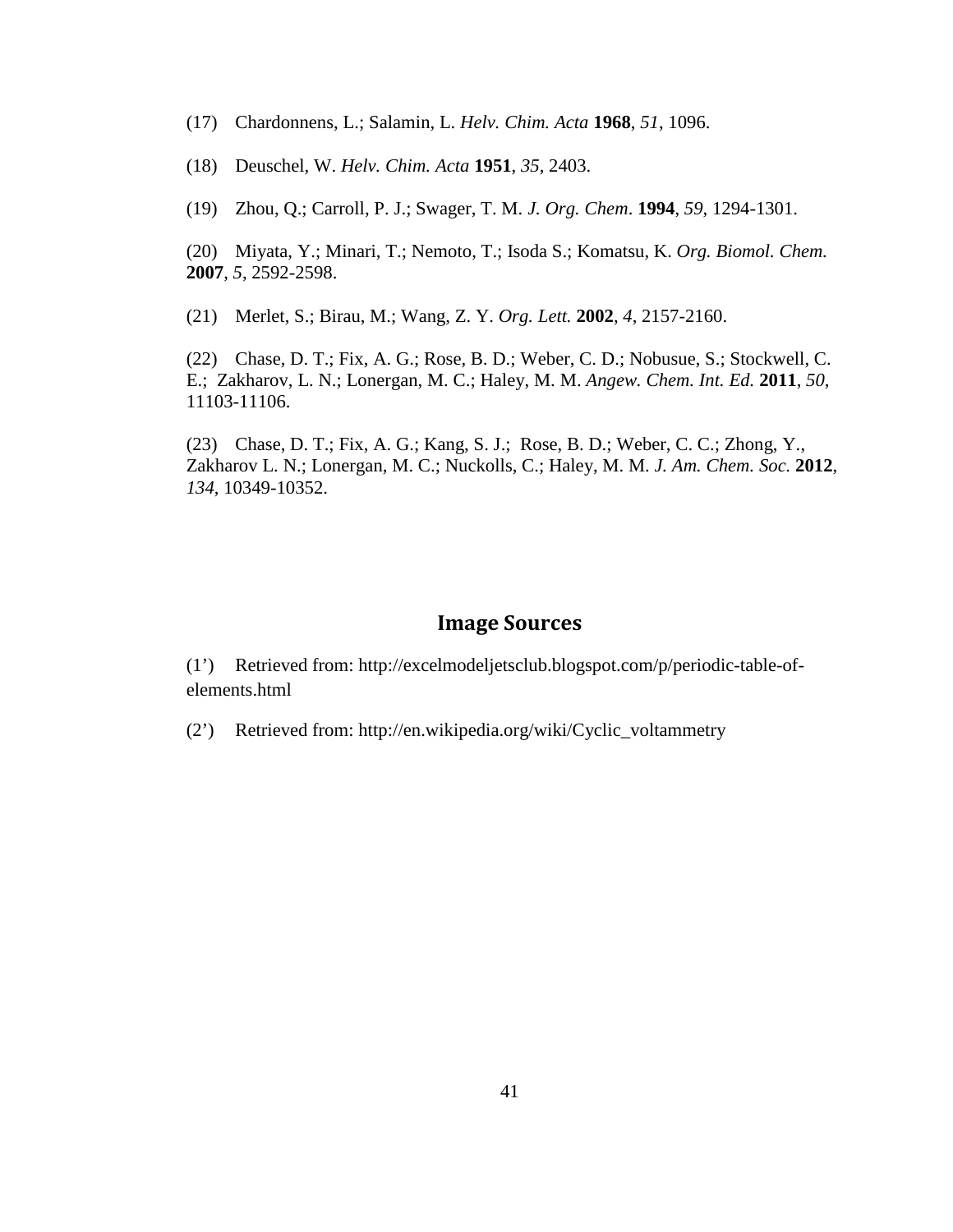(17) Chardonnens, L.; Salamin, L. *Helv. Chim. Acta* **1968**, *51*, 1096.

(18) Deuschel, W. *Helv. Chim. Acta* **1951**, *35*, 2403.

(19) Zhou, Q.; Carroll, P. J.; Swager, T. M. *J. Org. Chem*. **1994**, *59*, 1294-1301.

(20) Miyata, Y.; Minari, T.; Nemoto, T.; Isoda S.; Komatsu, K. *Org. Biomol. Chem.* **2007**, *5*, 2592-2598.

(21) Merlet, S.; Birau, M.; Wang, Z. Y. *Org. Lett.* **2002**, *4*, 2157-2160.

(22) Chase, D. T.; Fix, A. G.; Rose, B. D.; Weber, C. D.; Nobusue, S.; Stockwell, C. E.; Zakharov, L. N.; Lonergan, M. C.; Haley, M. M. *Angew. Chem. Int. Ed.* **2011**, *50*, 11103-11106.

(23) Chase, D. T.; Fix, A. G.; Kang, S. J.; Rose, B. D.; Weber, C. C.; Zhong, Y., Zakharov L. N.; Lonergan, M. C.; Nuckolls, C.; Haley, M. M. *J. Am. Chem. Soc.* **2012**, *134*, 10349-10352.

## Image Sources

(1') Retrieved from: http://excelmodeljetsclub.blogspot.com/p/periodic-table-of-elements.html

(2') Retrieved from: http://en.wikipedia.org/wiki/Cyclic_voltammetry